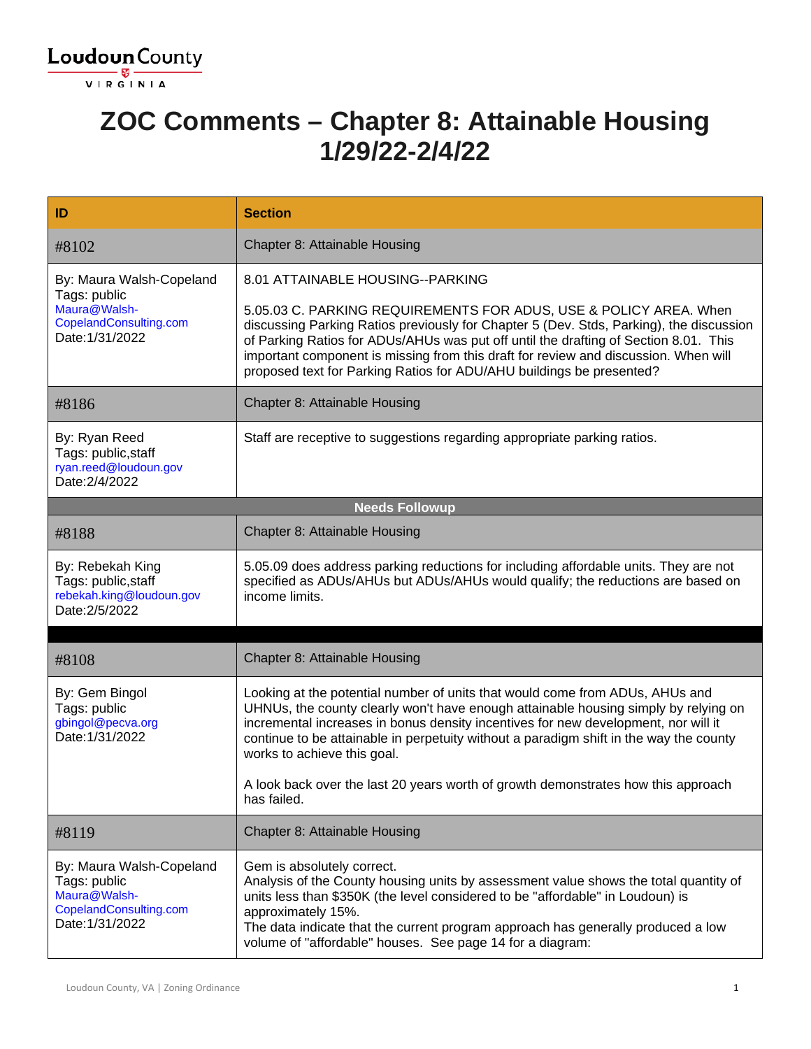# ZOC Comments – Chapter 8: Attainable Housing 1/29/22-2/4/22

| ID | Section |
|---|---|
| #8102 | Chapter 8: Attainable Housing |
| By: Maura Walsh-Copeland<br>Tags: public<br>Maura@Walsh-CopelandConsulting.com<br>Date:1/31/2022 | 8.01 ATTAINABLE HOUSING--PARKING<br><br>5.05.03 C. PARKING REQUIREMENTS FOR ADUS, USE & POLICY AREA. When discussing Parking Ratios previously for Chapter 5 (Dev. Stds, Parking), the discussion of Parking Ratios for ADUs/AHUs was put off until the drafting of Section 8.01. This important component is missing from this draft for review and discussion. When will proposed text for Parking Ratios for ADU/AHU buildings be presented? |
| #8186 | Chapter 8: Attainable Housing |
| By: Ryan Reed<br>Tags: public,staff<br>ryan.reed@loudoun.gov<br>Date:2/4/2022 | Staff are receptive to suggestions regarding appropriate parking ratios. |
| **Needs Followup** | |
| #8188 | Chapter 8: Attainable Housing |
| By: Rebekah King<br>Tags: public,staff<br>rebekah.king@loudoun.gov<br>Date:2/5/2022 | 5.05.09 does address parking reductions for including affordable units. They are not specified as ADUs/AHUs but ADUs/AHUs would qualify; the reductions are based on income limits. |
| | |
| #8108 | Chapter 8: Attainable Housing |
| By: Gem Bingol<br>Tags: public<br>gbingol@pecva.org<br>Date:1/31/2022 | Looking at the potential number of units that would come from ADUs, AHUs and UHNUs, the county clearly won't have enough attainable housing simply by relying on incremental increases in bonus density incentives for new development, nor will it continue to be attainable in perpetuity without a paradigm shift in the way the county works to achieve this goal.<br><br>A look back over the last 20 years worth of growth demonstrates how this approach has failed. |
| #8119 | Chapter 8: Attainable Housing |
| By: Maura Walsh-Copeland<br>Tags: public<br>Maura@Walsh-CopelandConsulting.com<br>Date:1/31/2022 | Gem is absolutely correct.<br>Analysis of the County housing units by assessment value shows the total quantity of units less than $350K (the level considered to be "affordable" in Loudoun) is approximately 15%.<br>The data indicate that the current program approach has generally produced a low volume of "affordable" houses. See page 14 for a diagram: |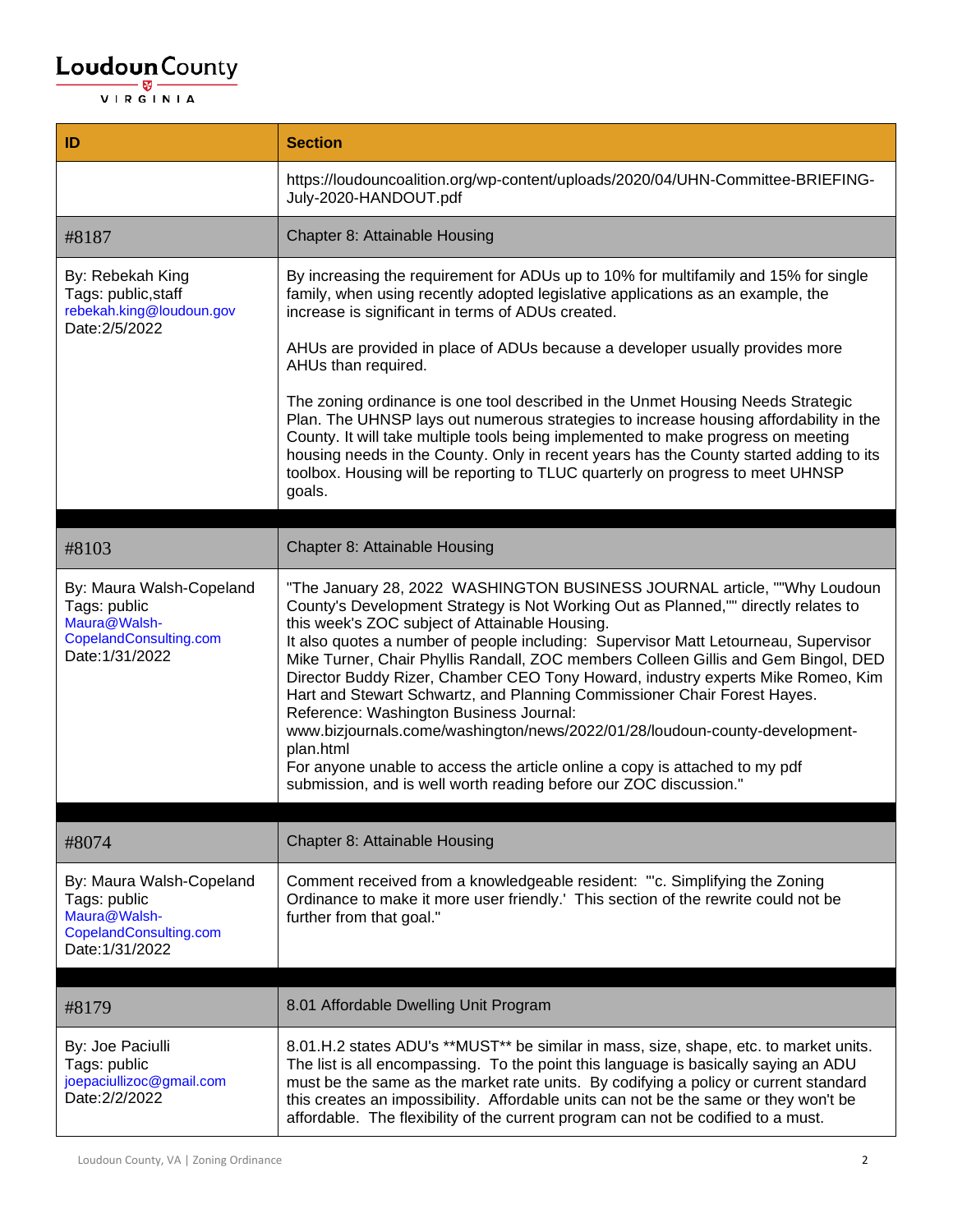| ID | Section |
|---|---|
| | https://loudouncoalition.org/wp-content/uploads/2020/04/UHN-Committee-BRIEFING-July-2020-HANDOUT.pdf |
| #8187 | Chapter 8: Attainable Housing |
| By: Rebekah King<br>Tags: public,staff<br>rebekah.king@loudoun.gov<br>Date:2/5/2022 | By increasing the requirement for ADUs up to 10% for multifamily and 15% for single family, when using recently adopted legislative applications as an example, the increase is significant in terms of ADUs created.<br><br>AHUs are provided in place of ADUs because a developer usually provides more AHUs than required.<br><br>The zoning ordinance is one tool described in the Unmet Housing Needs Strategic Plan. The UHNSP lays out numerous strategies to increase housing affordability in the County. It will take multiple tools being implemented to make progress on meeting housing needs in the County. Only in recent years has the County started adding to its toolbox. Housing will be reporting to TLUC quarterly on progress to meet UHNSP goals. |
| #8103 | Chapter 8: Attainable Housing |
| By: Maura Walsh-Copeland<br>Tags: public<br>Maura@Walsh-CopelandConsulting.com<br>Date:1/31/2022 | "The January 28, 2022 WASHINGTON BUSINESS JOURNAL article, ""Why Loudoun County's Development Strategy is Not Working Out as Planned,"" directly relates to this week's ZOC subject of Attainable Housing.<br>It also quotes a number of people including: Supervisor Matt Letourneau, Supervisor Mike Turner, Chair Phyllis Randall, ZOC members Colleen Gillis and Gem Bingol, DED Director Buddy Rizer, Chamber CEO Tony Howard, industry experts Mike Romeo, Kim Hart and Stewart Schwartz, and Planning Commissioner Chair Forest Hayes.<br>Reference: Washington Business Journal:<br>www.bizjournals.come/washington/news/2022/01/28/loudoun-county-development-plan.html<br>For anyone unable to access the article online a copy is attached to my pdf submission, and is well worth reading before our ZOC discussion." |
| #8074 | Chapter 8: Attainable Housing |
| By: Maura Walsh-Copeland<br>Tags: public<br>Maura@Walsh-CopelandConsulting.com<br>Date:1/31/2022 | Comment received from a knowledgeable resident: "'c. Simplifying the Zoning Ordinance to make it more user friendly.' This section of the rewrite could not be further from that goal." |
| #8179 | 8.01 Affordable Dwelling Unit Program |
| By: Joe Paciulli<br>Tags: public<br>joepaciullizoc@gmail.com<br>Date:2/2/2022 | 8.01.H.2 states ADU's **MUST** be similar in mass, size, shape, etc. to market units. The list is all encompassing. To the point this language is basically saying an ADU must be the same as the market rate units. By codifying a policy or current standard this creates an impossibility. Affordable units can not be the same or they won't be affordable. The flexibility of the current program can not be codified to a must. |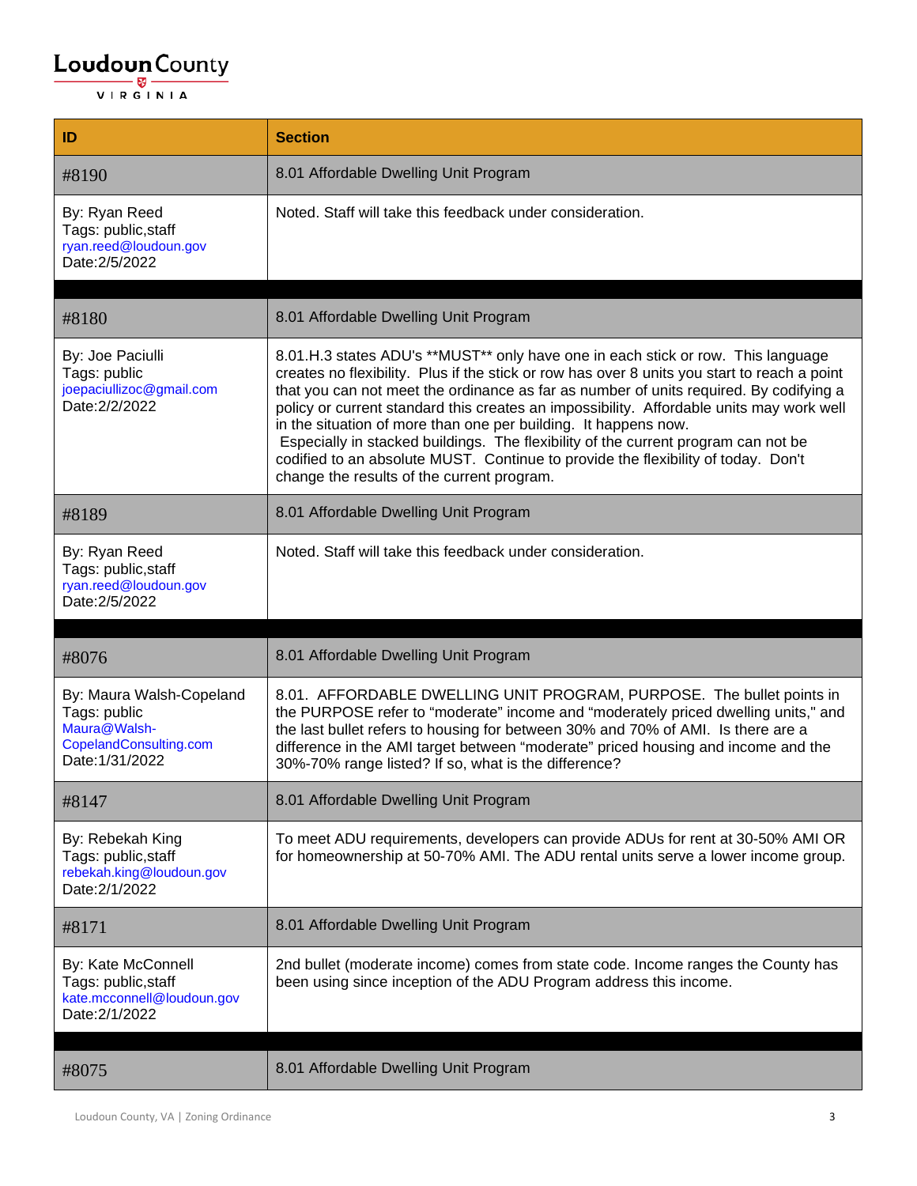| ID | Section |
| --- | --- |
| #8190 | 8.01 Affordable Dwelling Unit Program |
| By: Ryan Reed<br>Tags: public,staff<br>ryan.reed@loudoun.gov<br>Date:2/5/2022 | Noted. Staff will take this feedback under consideration. |
| | |
| #8180 | 8.01 Affordable Dwelling Unit Program |
| By: Joe Paciulli<br>Tags: public<br>joepaciullizoc@gmail.com<br>Date:2/2/2022 | 8.01.H.3 states ADU's **MUST** only have one in each stick or row. This language creates no flexibility. Plus if the stick or row has over 8 units you start to reach a point that you can not meet the ordinance as far as number of units required. By codifying a policy or current standard this creates an impossibility. Affordable units may work well in the situation of more than one per building. It happens now. Especially in stacked buildings. The flexibility of the current program can not be codified to an absolute MUST. Continue to provide the flexibility of today. Don't change the results of the current program. |
| #8189 | 8.01 Affordable Dwelling Unit Program |
| By: Ryan Reed<br>Tags: public,staff<br>ryan.reed@loudoun.gov<br>Date:2/5/2022 | Noted. Staff will take this feedback under consideration. |
| | |
| #8076 | 8.01 Affordable Dwelling Unit Program |
| By: Maura Walsh-Copeland<br>Tags: public<br>Maura@Walsh-CopelandConsulting.com<br>Date:1/31/2022 | 8.01. AFFORDABLE DWELLING UNIT PROGRAM, PURPOSE. The bullet points in the PURPOSE refer to "moderate" income and "moderately priced dwelling units," and the last bullet refers to housing for between 30% and 70% of AMI. Is there are a difference in the AMI target between "moderate" priced housing and income and the 30%-70% range listed? If so, what is the difference? |
| #8147 | 8.01 Affordable Dwelling Unit Program |
| By: Rebekah King<br>Tags: public,staff<br>rebekah.king@loudoun.gov<br>Date:2/1/2022 | To meet ADU requirements, developers can provide ADUs for rent at 30-50% AMI OR for homeownership at 50-70% AMI. The ADU rental units serve a lower income group. |
| #8171 | 8.01 Affordable Dwelling Unit Program |
| By: Kate McConnell<br>Tags: public,staff<br>kate.mcconnell@loudoun.gov<br>Date:2/1/2022 | 2nd bullet (moderate income) comes from state code. Income ranges the County has been using since inception of the ADU Program address this income. |
| | |
| #8075 | 8.01 Affordable Dwelling Unit Program |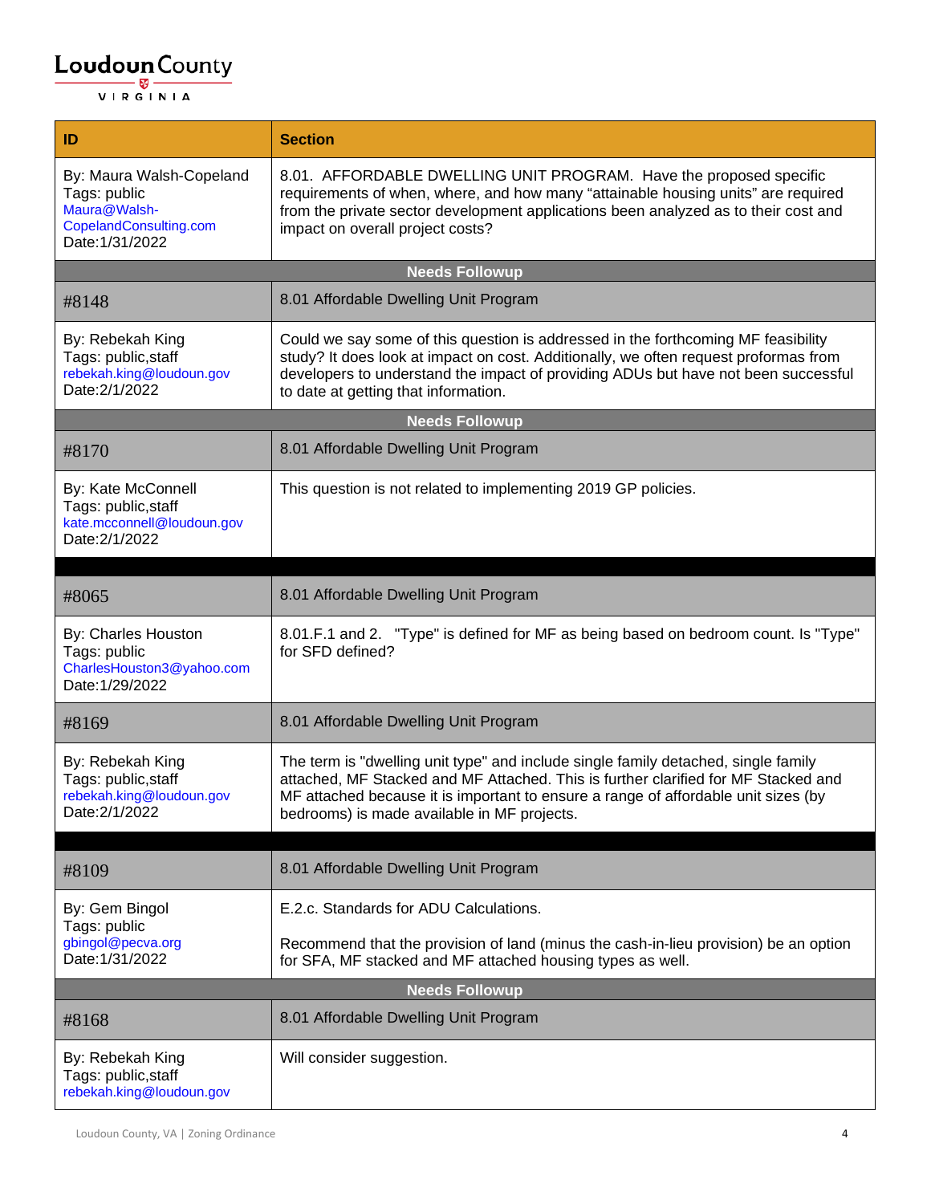| ID | Section |
|---|---|
| By: Maura Walsh-Copeland<br>Tags: public<br>Maura@Walsh-CopelandConsulting.com<br>Date:1/31/2022 | 8.01. AFFORDABLE DWELLING UNIT PROGRAM. Have the proposed specific requirements of when, where, and how many "attainable housing units" are required from the private sector development applications been analyzed as to their cost and impact on overall project costs? |
| **Needs Followup** | |
| #8148 | 8.01 Affordable Dwelling Unit Program |
| By: Rebekah King<br>Tags: public,staff<br>rebekah.king@loudoun.gov<br>Date:2/1/2022 | Could we say some of this question is addressed in the forthcoming MF feasibility study? It does look at impact on cost. Additionally, we often request proformas from developers to understand the impact of providing ADUs but have not been successful to date at getting that information. |
| **Needs Followup** | |
| #8170 | 8.01 Affordable Dwelling Unit Program |
| By: Kate McConnell<br>Tags: public,staff<br>kate.mcconnell@loudoun.gov<br>Date:2/1/2022 | This question is not related to implementing 2019 GP policies. |
| | |
| #8065 | 8.01 Affordable Dwelling Unit Program |
| By: Charles Houston<br>Tags: public<br>CharlesHouston3@yahoo.com<br>Date:1/29/2022 | 8.01.F.1 and 2. "Type" is defined for MF as being based on bedroom count. Is "Type" for SFD defined? |
| #8169 | 8.01 Affordable Dwelling Unit Program |
| By: Rebekah King<br>Tags: public,staff<br>rebekah.king@loudoun.gov<br>Date:2/1/2022 | The term is "dwelling unit type" and include single family detached, single family attached, MF Stacked and MF Attached. This is further clarified for MF Stacked and MF attached because it is important to ensure a range of affordable unit sizes (by bedrooms) is made available in MF projects. |
| | |
| #8109 | 8.01 Affordable Dwelling Unit Program |
| By: Gem Bingol<br>Tags: public<br>gbingol@pecva.org<br>Date:1/31/2022 | E.2.c. Standards for ADU Calculations.<br><br>Recommend that the provision of land (minus the cash-in-lieu provision) be an option for SFA, MF stacked and MF attached housing types as well. |
| **Needs Followup** | |
| #8168 | 8.01 Affordable Dwelling Unit Program |
| By: Rebekah King<br>Tags: public,staff<br>rebekah.king@loudoun.gov | Will consider suggestion. |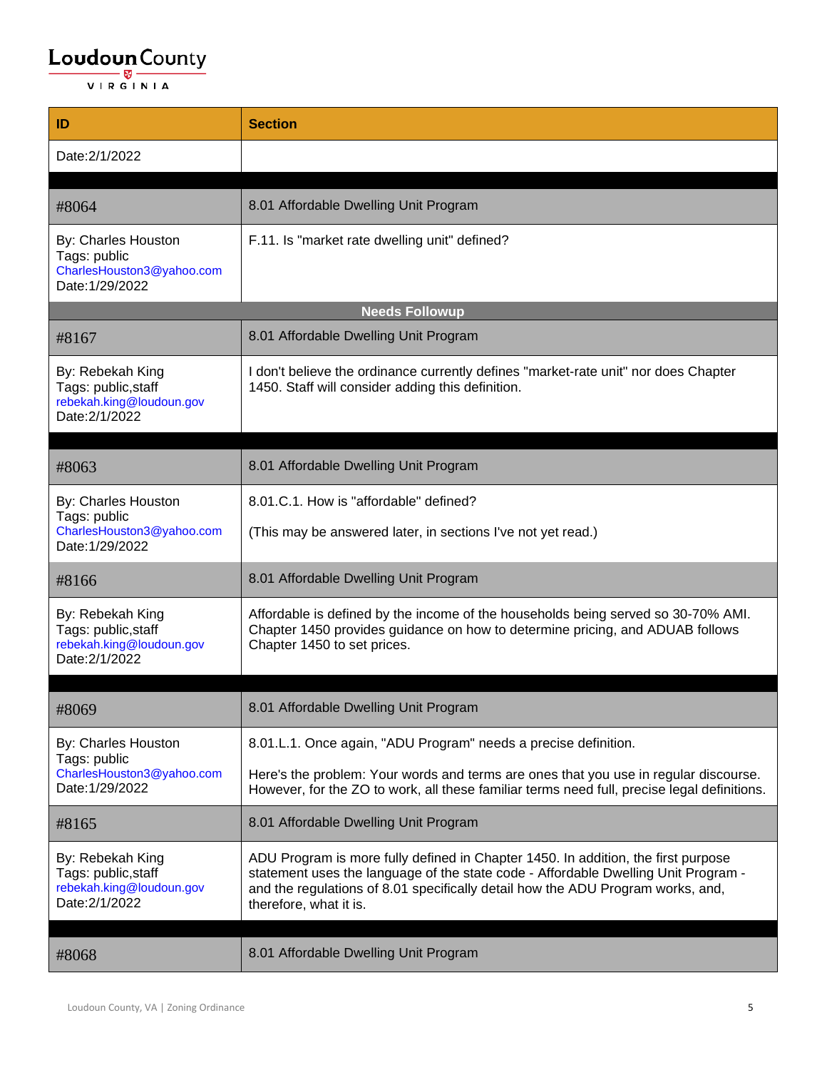| ID | Section |
|---|---|
| Date:2/1/2022 | |
| | |
| #8064 | 8.01 Affordable Dwelling Unit Program |
| By: Charles Houston<br>Tags: public<br>CharlesHouston3@yahoo.com<br>Date:1/29/2022 | F.11. Is "market rate dwelling unit" defined? |
| **Needs Followup** | |
| #8167 | 8.01 Affordable Dwelling Unit Program |
| By: Rebekah King<br>Tags: public,staff<br>rebekah.king@loudoun.gov<br>Date:2/1/2022 | I don't believe the ordinance currently defines "market-rate unit" nor does Chapter 1450. Staff will consider adding this definition. |
| | |
| #8063 | 8.01 Affordable Dwelling Unit Program |
| By: Charles Houston<br>Tags: public<br>CharlesHouston3@yahoo.com<br>Date:1/29/2022 | 8.01.C.1. How is "affordable" defined?<br><br>(This may be answered later, in sections I've not yet read.) |
| #8166 | 8.01 Affordable Dwelling Unit Program |
| By: Rebekah King<br>Tags: public,staff<br>rebekah.king@loudoun.gov<br>Date:2/1/2022 | Affordable is defined by the income of the households being served so 30-70% AMI. Chapter 1450 provides guidance on how to determine pricing, and ADUAB follows Chapter 1450 to set prices. |
| | |
| #8069 | 8.01 Affordable Dwelling Unit Program |
| By: Charles Houston<br>Tags: public<br>CharlesHouston3@yahoo.com<br>Date:1/29/2022 | 8.01.L.1. Once again, "ADU Program" needs a precise definition.<br><br>Here's the problem: Your words and terms are ones that you use in regular discourse. However, for the ZO to work, all these familiar terms need full, precise legal definitions. |
| #8165 | 8.01 Affordable Dwelling Unit Program |
| By: Rebekah King<br>Tags: public,staff<br>rebekah.king@loudoun.gov<br>Date:2/1/2022 | ADU Program is more fully defined in Chapter 1450. In addition, the first purpose statement uses the language of the state code - Affordable Dwelling Unit Program - and the regulations of 8.01 specifically detail how the ADU Program works, and, therefore, what it is. |
| | |
| #8068 | 8.01 Affordable Dwelling Unit Program |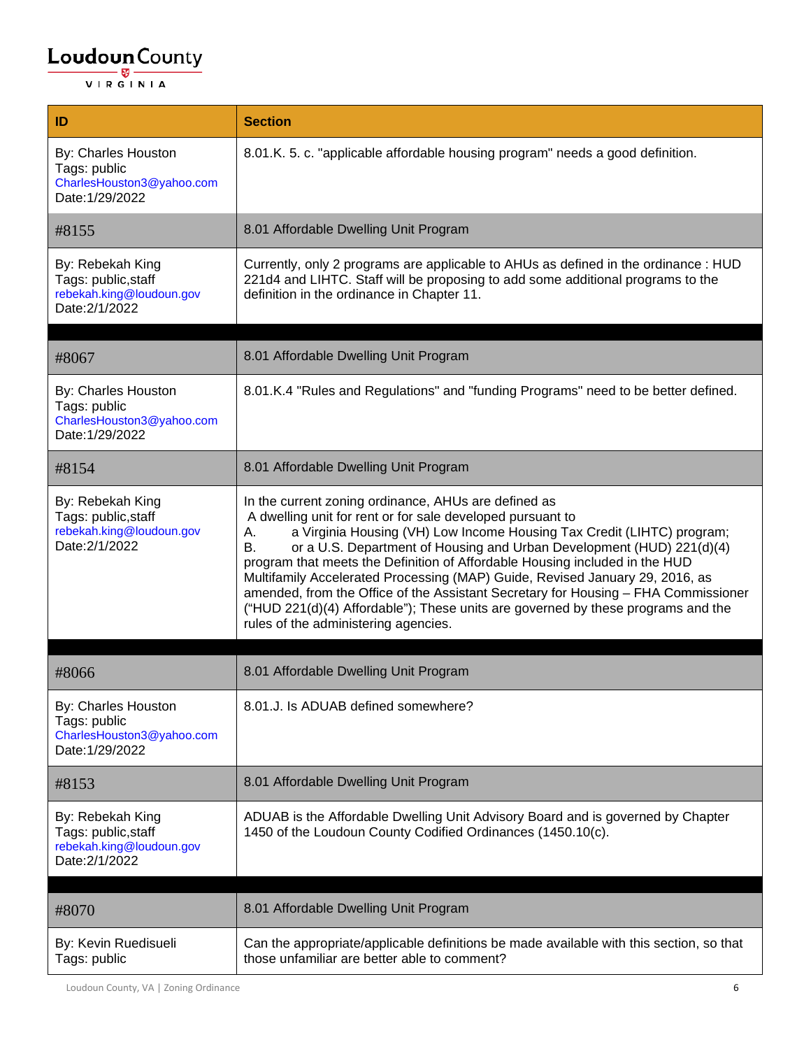| ID | Section |
|---|---|
| By: Charles Houston<br>Tags: public<br>CharlesHouston3@yahoo.com<br>Date:1/29/2022 | 8.01.K. 5. c. "applicable affordable housing program" needs a good definition. |
| #8155 | 8.01 Affordable Dwelling Unit Program |
| By: Rebekah King<br>Tags: public,staff<br>rebekah.king@loudoun.gov<br>Date:2/1/2022 | Currently, only 2 programs are applicable to AHUs as defined in the ordinance : HUD 221d4 and LIHTC. Staff will be proposing to add some additional programs to the definition in the ordinance in Chapter 11. |
| | |
| #8067 | 8.01 Affordable Dwelling Unit Program |
| By: Charles Houston<br>Tags: public<br>CharlesHouston3@yahoo.com<br>Date:1/29/2022 | 8.01.K.4 "Rules and Regulations" and "funding Programs" need to be better defined. |
| #8154 | 8.01 Affordable Dwelling Unit Program |
| By: Rebekah King<br>Tags: public,staff<br>rebekah.king@loudoun.gov<br>Date:2/1/2022 | In the current zoning ordinance, AHUs are defined as<br>A dwelling unit for rent or for sale developed pursuant to<br>A. a Virginia Housing (VH) Low Income Housing Tax Credit (LIHTC) program;<br>B. or a U.S. Department of Housing and Urban Development (HUD) 221(d)(4) program that meets the Definition of Affordable Housing included in the HUD Multifamily Accelerated Processing (MAP) Guide, Revised January 29, 2016, as amended, from the Office of the Assistant Secretary for Housing – FHA Commissioner ("HUD 221(d)(4) Affordable"); These units are governed by these programs and the rules of the administering agencies. |
| | |
| #8066 | 8.01 Affordable Dwelling Unit Program |
| By: Charles Houston<br>Tags: public<br>CharlesHouston3@yahoo.com<br>Date:1/29/2022 | 8.01.J. Is ADUAB defined somewhere? |
| #8153 | 8.01 Affordable Dwelling Unit Program |
| By: Rebekah King<br>Tags: public,staff<br>rebekah.king@loudoun.gov<br>Date:2/1/2022 | ADUAB is the Affordable Dwelling Unit Advisory Board and is governed by Chapter 1450 of the Loudoun County Codified Ordinances (1450.10(c). |
| | |
| #8070 | 8.01 Affordable Dwelling Unit Program |
| By: Kevin Ruedisueli<br>Tags: public | Can the appropriate/applicable definitions be made available with this section, so that those unfamiliar are better able to comment? |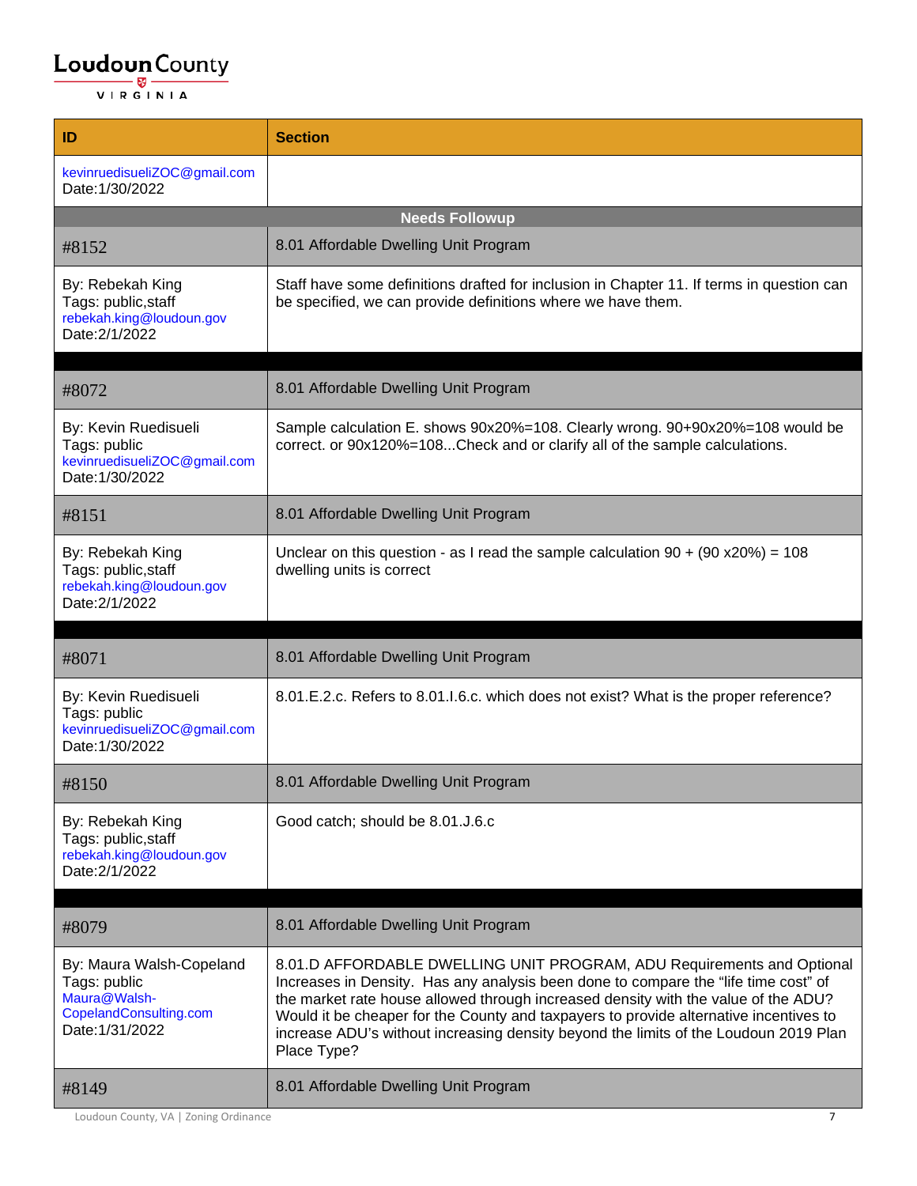| ID | Section |
| --- | --- |
| kevinruedisueliZOC@gmail.com Date:1/30/2022 | |
| **Needs Followup** | |
| #8152 | 8.01 Affordable Dwelling Unit Program |
| By: Rebekah King Tags: public,staff rebekah.king@loudoun.gov Date:2/1/2022 | Staff have some definitions drafted for inclusion in Chapter 11. If terms in question can be specified, we can provide definitions where we have them. |
| | |
| #8072 | 8.01 Affordable Dwelling Unit Program |
| By: Kevin Ruedisueli Tags: public kevinruedisueliZOC@gmail.com Date:1/30/2022 | Sample calculation E. shows 90x20%=108. Clearly wrong. 90+90x20%=108 would be correct. or 90x120%=108...Check and or clarify all of the sample calculations. |
| #8151 | 8.01 Affordable Dwelling Unit Program |
| By: Rebekah King Tags: public,staff rebekah.king@loudoun.gov Date:2/1/2022 | Unclear on this question - as I read the sample calculation 90 + (90 x20%) = 108 dwelling units is correct |
| | |
| #8071 | 8.01 Affordable Dwelling Unit Program |
| By: Kevin Ruedisueli Tags: public kevinruedisueliZOC@gmail.com Date:1/30/2022 | 8.01.E.2.c. Refers to 8.01.I.6.c. which does not exist? What is the proper reference? |
| #8150 | 8.01 Affordable Dwelling Unit Program |
| By: Rebekah King Tags: public,staff rebekah.king@loudoun.gov Date:2/1/2022 | Good catch; should be 8.01.J.6.c |
| | |
| #8079 | 8.01 Affordable Dwelling Unit Program |
| By: Maura Walsh-Copeland Tags: public Maura@Walsh-CopelandConsulting.com Date:1/31/2022 | 8.01.D AFFORDABLE DWELLING UNIT PROGRAM, ADU Requirements and Optional Increases in Density. Has any analysis been done to compare the "life time cost" of the market rate house allowed through increased density with the value of the ADU? Would it be cheaper for the County and taxpayers to provide alternative incentives to increase ADU's without increasing density beyond the limits of the Loudoun 2019 Plan Place Type? |
| #8149 | 8.01 Affordable Dwelling Unit Program |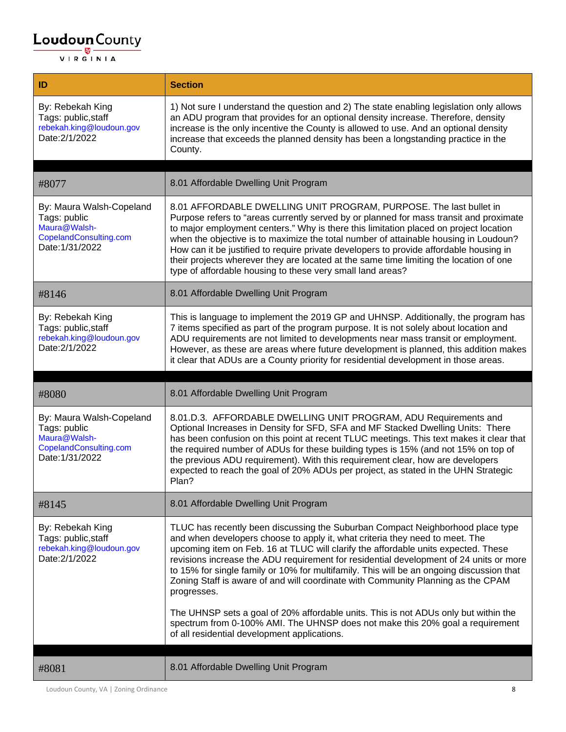| ID | Section |
|---|---|
| By: Rebekah King<br>Tags: public,staff<br>rebekah.king@loudoun.gov<br>Date:2/1/2022 | 1) Not sure I understand the question and 2) The state enabling legislation only allows an ADU program that provides for an optional density increase. Therefore, density increase is the only incentive the County is allowed to use. And an optional density increase that exceeds the planned density has been a longstanding practice in the County. |
| | |
| #8077 | 8.01 Affordable Dwelling Unit Program |
| By: Maura Walsh-Copeland<br>Tags: public<br>Maura@Walsh-CopelandConsulting.com<br>Date:1/31/2022 | 8.01 AFFORDABLE DWELLING UNIT PROGRAM, PURPOSE. The last bullet in Purpose refers to "areas currently served by or planned for mass transit and proximate to major employment centers." Why is there this limitation placed on project location when the objective is to maximize the total number of attainable housing in Loudoun? How can it be justified to require private developers to provide affordable housing in their projects wherever they are located at the same time limiting the location of one type of affordable housing to these very small land areas? |
| #8146 | 8.01 Affordable Dwelling Unit Program |
| By: Rebekah King<br>Tags: public,staff<br>rebekah.king@loudoun.gov<br>Date:2/1/2022 | This is language to implement the 2019 GP and UHNSP. Additionally, the program has 7 items specified as part of the program purpose. It is not solely about location and ADU requirements are not limited to developments near mass transit or employment. However, as these are areas where future development is planned, this addition makes it clear that ADUs are a County priority for residential development in those areas. |
| | |
| #8080 | 8.01 Affordable Dwelling Unit Program |
| By: Maura Walsh-Copeland<br>Tags: public<br>Maura@Walsh-CopelandConsulting.com<br>Date:1/31/2022 | 8.01.D.3. AFFORDABLE DWELLING UNIT PROGRAM, ADU Requirements and Optional Increases in Density for SFD, SFA and MF Stacked Dwelling Units: There has been confusion on this point at recent TLUC meetings. This text makes it clear that the required number of ADUs for these building types is 15% (and not 15% on top of the previous ADU requirement). With this requirement clear, how are developers expected to reach the goal of 20% ADUs per project, as stated in the UHN Strategic Plan? |
| #8145 | 8.01 Affordable Dwelling Unit Program |
| By: Rebekah King<br>Tags: public,staff<br>rebekah.king@loudoun.gov<br>Date:2/1/2022 | TLUC has recently been discussing the Suburban Compact Neighborhood place type and when developers choose to apply it, what criteria they need to meet. The upcoming item on Feb. 16 at TLUC will clarify the affordable units expected. These revisions increase the ADU requirement for residential development of 24 units or more to 15% for single family or 10% for multifamily. This will be an ongoing discussion that Zoning Staff is aware of and will coordinate with Community Planning as the CPAM progresses.<br><br>The UHNSP sets a goal of 20% affordable units. This is not ADUs only but within the spectrum from 0-100% AMI. The UHNSP does not make this 20% goal a requirement of all residential development applications. |
| | |
| #8081 | 8.01 Affordable Dwelling Unit Program |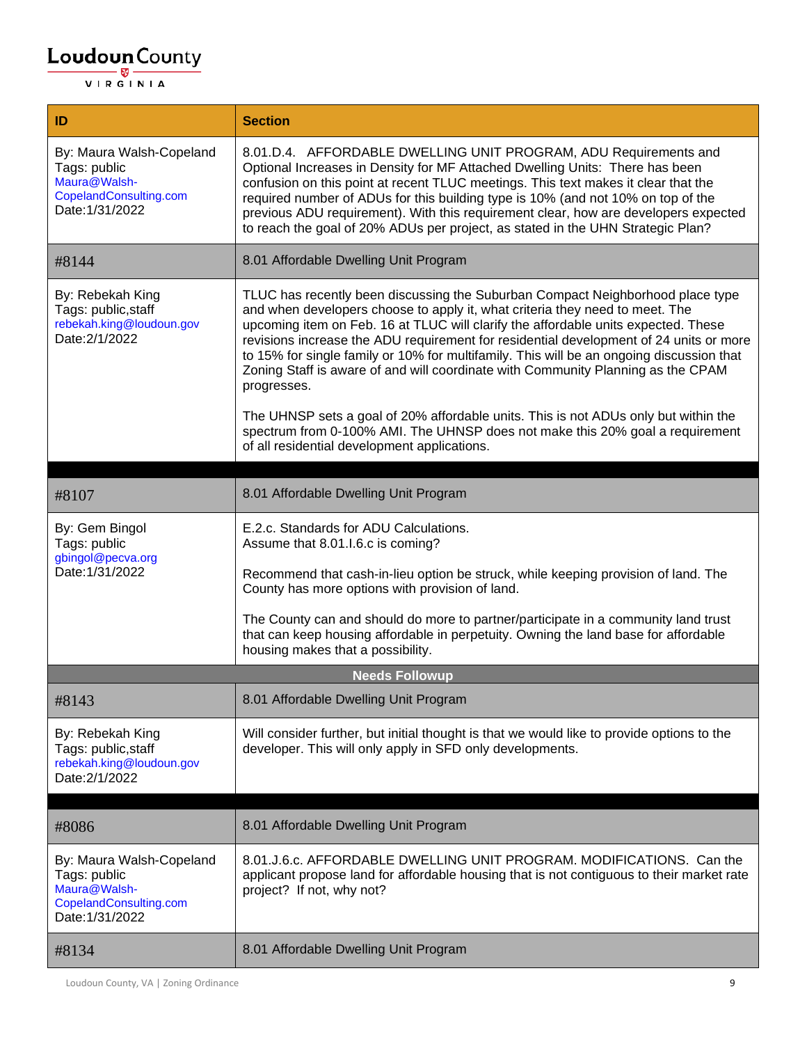| ID | Section |
| --- | --- |
| By: Maura Walsh-Copeland<br>Tags: public<br>Maura@Walsh-CopelandConsulting.com<br>Date:1/31/2022 | 8.01.D.4. AFFORDABLE DWELLING UNIT PROGRAM, ADU Requirements and Optional Increases in Density for MF Attached Dwelling Units: There has been confusion on this point at recent TLUC meetings. This text makes it clear that the required number of ADUs for this building type is 10% (and not 10% on top of the previous ADU requirement). With this requirement clear, how are developers expected to reach the goal of 20% ADUs per project, as stated in the UHN Strategic Plan? |
| #8144 | 8.01 Affordable Dwelling Unit Program |
| By: Rebekah King<br>Tags: public,staff<br>rebekah.king@loudoun.gov<br>Date:2/1/2022 | TLUC has recently been discussing the Suburban Compact Neighborhood place type and when developers choose to apply it, what criteria they need to meet. The upcoming item on Feb. 16 at TLUC will clarify the affordable units expected. These revisions increase the ADU requirement for residential development of 24 units or more to 15% for single family or 10% for multifamily. This will be an ongoing discussion that Zoning Staff is aware of and will coordinate with Community Planning as the CPAM progresses.<br><br>The UHNSP sets a goal of 20% affordable units. This is not ADUs only but within the spectrum from 0-100% AMI. The UHNSP does not make this 20% goal a requirement of all residential development applications. |
| | |
| #8107 | 8.01 Affordable Dwelling Unit Program |
| By: Gem Bingol<br>Tags: public<br>gbingol@pecva.org<br>Date:1/31/2022 | E.2.c. Standards for ADU Calculations.<br>Assume that 8.01.I.6.c is coming?<br><br>Recommend that cash-in-lieu option be struck, while keeping provision of land. The County has more options with provision of land.<br><br>The County can and should do more to partner/participate in a community land trust that can keep housing affordable in perpetuity. Owning the land base for affordable housing makes that a possibility. |
| **Needs Followup** | |
| #8143 | 8.01 Affordable Dwelling Unit Program |
| By: Rebekah King<br>Tags: public,staff<br>rebekah.king@loudoun.gov<br>Date:2/1/2022 | Will consider further, but initial thought is that we would like to provide options to the developer. This will only apply in SFD only developments. |
| | |
| #8086 | 8.01 Affordable Dwelling Unit Program |
| By: Maura Walsh-Copeland<br>Tags: public<br>Maura@Walsh-CopelandConsulting.com<br>Date:1/31/2022 | 8.01.J.6.c. AFFORDABLE DWELLING UNIT PROGRAM. MODIFICATIONS. Can the applicant propose land for affordable housing that is not contiguous to their market rate project? If not, why not? |
| #8134 | 8.01 Affordable Dwelling Unit Program |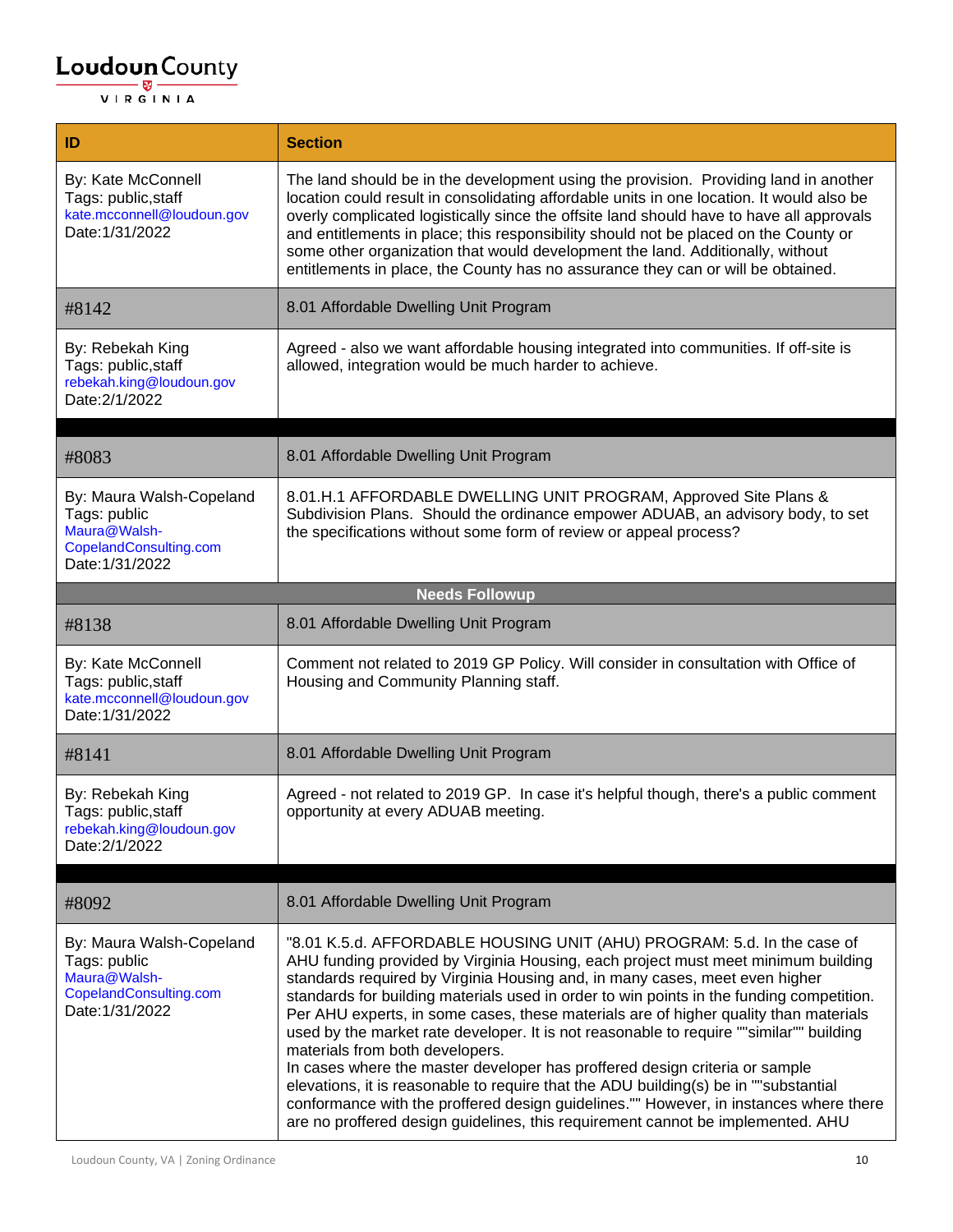| ID | Section |
|---|---|
| By: Kate McConnell<br>Tags: public,staff<br>kate.mcconnell@loudoun.gov<br>Date:1/31/2022 | The land should be in the development using the provision. Providing land in another location could result in consolidating affordable units in one location. It would also be overly complicated logistically since the offsite land should have to have all approvals and entitlements in place; this responsibility should not be placed on the County or some other organization that would development the land. Additionally, without entitlements in place, the County has no assurance they can or will be obtained. |
| #8142 | 8.01 Affordable Dwelling Unit Program |
| By: Rebekah King<br>Tags: public,staff<br>rebekah.king@loudoun.gov<br>Date:2/1/2022 | Agreed - also we want affordable housing integrated into communities. If off-site is allowed, integration would be much harder to achieve. |
| | |
| #8083 | 8.01 Affordable Dwelling Unit Program |
| By: Maura Walsh-Copeland<br>Tags: public<br>Maura@Walsh-CopelandConsulting.com<br>Date:1/31/2022 | 8.01.H.1 AFFORDABLE DWELLING UNIT PROGRAM, Approved Site Plans & Subdivision Plans. Should the ordinance empower ADUAB, an advisory body, to set the specifications without some form of review or appeal process? |
| **Needs Followup** | |
| #8138 | 8.01 Affordable Dwelling Unit Program |
| By: Kate McConnell<br>Tags: public,staff<br>kate.mcconnell@loudoun.gov<br>Date:1/31/2022 | Comment not related to 2019 GP Policy. Will consider in consultation with Office of Housing and Community Planning staff. |
| #8141 | 8.01 Affordable Dwelling Unit Program |
| By: Rebekah King<br>Tags: public,staff<br>rebekah.king@loudoun.gov<br>Date:2/1/2022 | Agreed - not related to 2019 GP. In case it's helpful though, there's a public comment opportunity at every ADUAB meeting. |
| | |
| #8092 | 8.01 Affordable Dwelling Unit Program |
| By: Maura Walsh-Copeland<br>Tags: public<br>Maura@Walsh-CopelandConsulting.com<br>Date:1/31/2022 | "8.01 K.5.d. AFFORDABLE HOUSING UNIT (AHU) PROGRAM: 5.d. In the case of AHU funding provided by Virginia Housing, each project must meet minimum building standards required by Virginia Housing and, in many cases, meet even higher standards for building materials used in order to win points in the funding competition. Per AHU experts, in some cases, these materials are of higher quality than materials used by the market rate developer. It is not reasonable to require ""similar"" building materials from both developers.<br>In cases where the master developer has proffered design criteria or sample elevations, it is reasonable to require that the ADU building(s) be in ""substantial conformance with the proffered design guidelines."" However, in instances where there are no proffered design guidelines, this requirement cannot be implemented. AHU |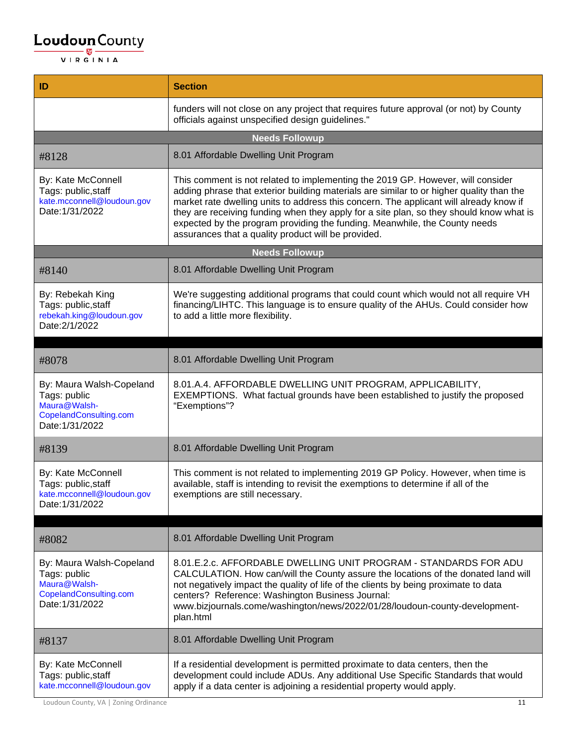| ID | Section |
|---|---|
| | funders will not close on any project that requires future approval (or not) by County officials against unspecified design guidelines." |
| **Needs Followup** | |
| #8128 | 8.01 Affordable Dwelling Unit Program |
| By: Kate McConnell<br>Tags: public,staff<br>kate.mcconnell@loudoun.gov<br>Date:1/31/2022 | This comment is not related to implementing the 2019 GP. However, will consider adding phrase that exterior building materials are similar to or higher quality than the market rate dwelling units to address this concern. The applicant will already know if they are receiving funding when they apply for a site plan, so they should know what is expected by the program providing the funding. Meanwhile, the County needs assurances that a quality product will be provided. |
| **Needs Followup** | |
| #8140 | 8.01 Affordable Dwelling Unit Program |
| By: Rebekah King<br>Tags: public,staff<br>rebekah.king@loudoun.gov<br>Date:2/1/2022 | We're suggesting additional programs that could count which would not all require VH financing/LIHTC. This language is to ensure quality of the AHUs. Could consider how to add a little more flexibility. |
| | |
| #8078 | 8.01 Affordable Dwelling Unit Program |
| By: Maura Walsh-Copeland<br>Tags: public<br>Maura@Walsh-CopelandConsulting.com<br>Date:1/31/2022 | 8.01.A.4. AFFORDABLE DWELLING UNIT PROGRAM, APPLICABILITY, EXEMPTIONS. What factual grounds have been established to justify the proposed "Exemptions"? |
| #8139 | 8.01 Affordable Dwelling Unit Program |
| By: Kate McConnell<br>Tags: public,staff<br>kate.mcconnell@loudoun.gov<br>Date:1/31/2022 | This comment is not related to implementing 2019 GP Policy. However, when time is available, staff is intending to revisit the exemptions to determine if all of the exemptions are still necessary. |
| | |
| #8082 | 8.01 Affordable Dwelling Unit Program |
| By: Maura Walsh-Copeland<br>Tags: public<br>Maura@Walsh-CopelandConsulting.com<br>Date:1/31/2022 | 8.01.E.2.c. AFFORDABLE DWELLING UNIT PROGRAM - STANDARDS FOR ADU CALCULATION. How can/will the County assure the locations of the donated land will not negatively impact the quality of life of the clients by being proximate to data centers? Reference: Washington Business Journal: www.bizjournals.come/washington/news/2022/01/28/loudoun-county-development-plan.html |
| #8137 | 8.01 Affordable Dwelling Unit Program |
| By: Kate McConnell<br>Tags: public,staff<br>kate.mcconnell@loudoun.gov | If a residential development is permitted proximate to data centers, then the development could include ADUs. Any additional Use Specific Standards that would apply if a data center is adjoining a residential property would apply. |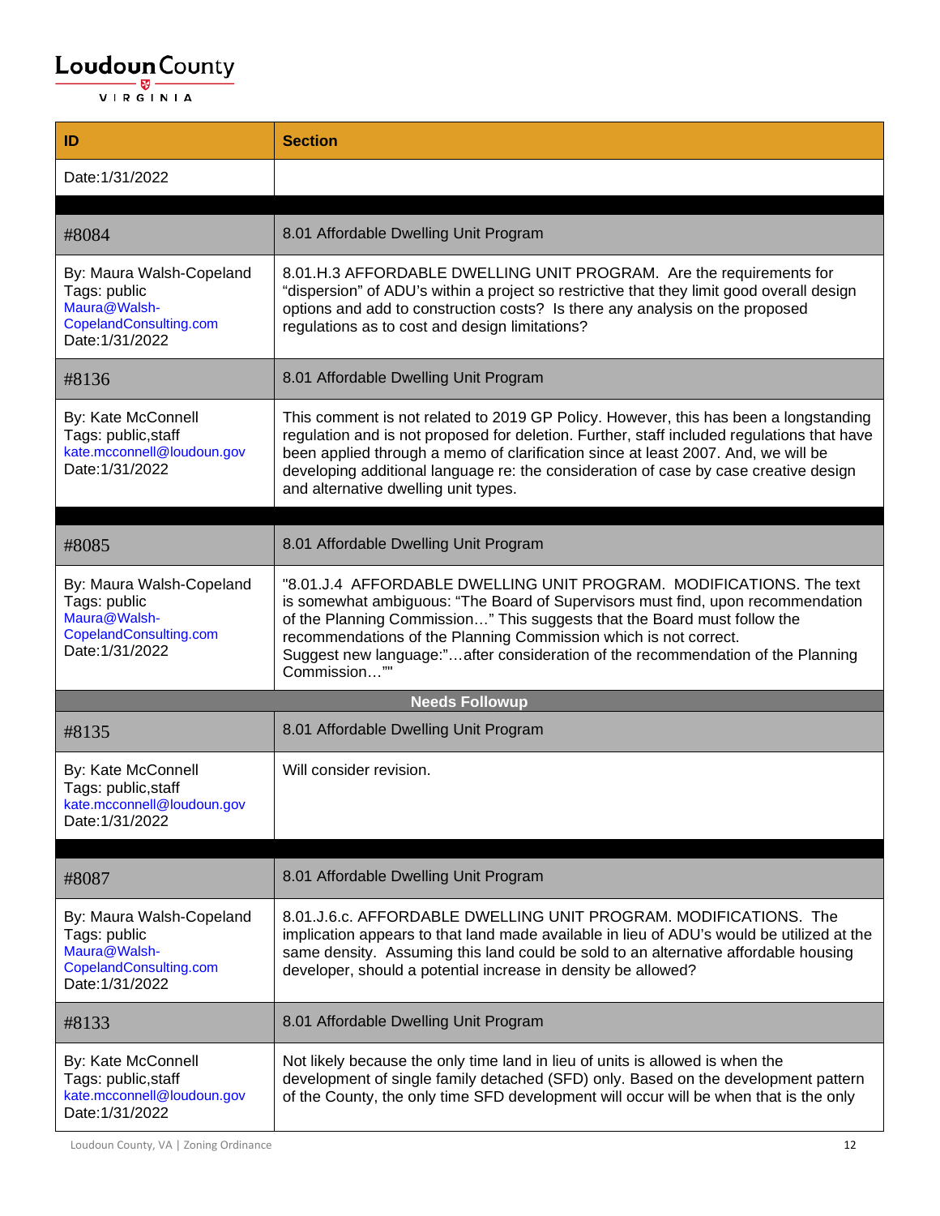| ID | Section |
|---|---|
| Date:1/31/2022 | |
| | |
| #8084 | 8.01 Affordable Dwelling Unit Program |
| By: Maura Walsh-Copeland<br>Tags: public<br>Maura@Walsh-CopelandConsulting.com<br>Date:1/31/2022 | 8.01.H.3 AFFORDABLE DWELLING UNIT PROGRAM. Are the requirements for "dispersion" of ADU's within a project so restrictive that they limit good overall design options and add to construction costs? Is there any analysis on the proposed regulations as to cost and design limitations? |
| #8136 | 8.01 Affordable Dwelling Unit Program |
| By: Kate McConnell<br>Tags: public,staff<br>kate.mcconnell@loudoun.gov<br>Date:1/31/2022 | This comment is not related to 2019 GP Policy. However, this has been a longstanding regulation and is not proposed for deletion. Further, staff included regulations that have been applied through a memo of clarification since at least 2007. And, we will be developing additional language re: the consideration of case by case creative design and alternative dwelling unit types. |
| | |
| #8085 | 8.01 Affordable Dwelling Unit Program |
| By: Maura Walsh-Copeland<br>Tags: public<br>Maura@Walsh-CopelandConsulting.com<br>Date:1/31/2022 | "8.01.J.4 AFFORDABLE DWELLING UNIT PROGRAM. MODIFICATIONS. The text is somewhat ambiguous: "The Board of Supervisors must find, upon recommendation of the Planning Commission…" This suggests that the Board must follow the recommendations of the Planning Commission which is not correct.<br>Suggest new language:"…after consideration of the recommendation of the Planning Commission…"" |
| **Needs Followup** | |
| #8135 | 8.01 Affordable Dwelling Unit Program |
| By: Kate McConnell<br>Tags: public,staff<br>kate.mcconnell@loudoun.gov<br>Date:1/31/2022 | Will consider revision. |
| | |
| #8087 | 8.01 Affordable Dwelling Unit Program |
| By: Maura Walsh-Copeland<br>Tags: public<br>Maura@Walsh-CopelandConsulting.com<br>Date:1/31/2022 | 8.01.J.6.c. AFFORDABLE DWELLING UNIT PROGRAM. MODIFICATIONS. The implication appears to that land made available in lieu of ADU's would be utilized at the same density. Assuming this land could be sold to an alternative affordable housing developer, should a potential increase in density be allowed? |
| #8133 | 8.01 Affordable Dwelling Unit Program |
| By: Kate McConnell<br>Tags: public,staff<br>kate.mcconnell@loudoun.gov<br>Date:1/31/2022 | Not likely because the only time land in lieu of units is allowed is when the development of single family detached (SFD) only. Based on the development pattern of the County, the only time SFD development will occur will be when that is the only |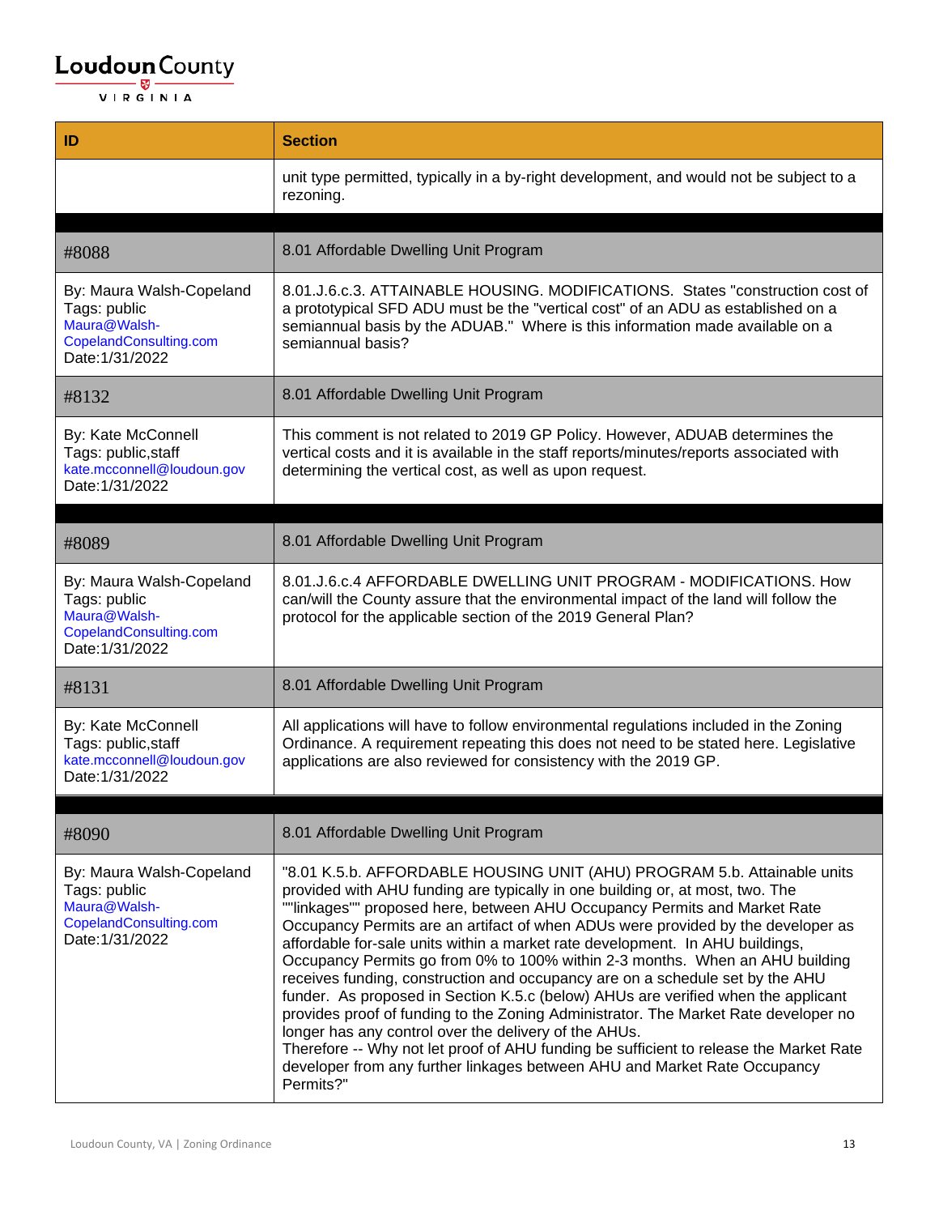| ID | Section |
| --- | --- |
| | unit type permitted, typically in a by-right development, and would not be subject to a rezoning. |
| | |
| #8088 | 8.01 Affordable Dwelling Unit Program |
| By: Maura Walsh-Copeland<br>Tags: public<br>Maura@Walsh-CopelandConsulting.com<br>Date:1/31/2022 | 8.01.J.6.c.3. ATTAINABLE HOUSING. MODIFICATIONS. States "construction cost of a prototypical SFD ADU must be the "vertical cost" of an ADU as established on a semiannual basis by the ADUAB." Where is this information made available on a semiannual basis? |
| #8132 | 8.01 Affordable Dwelling Unit Program |
| By: Kate McConnell<br>Tags: public,staff<br>kate.mcconnell@loudoun.gov<br>Date:1/31/2022 | This comment is not related to 2019 GP Policy. However, ADUAB determines the vertical costs and it is available in the staff reports/minutes/reports associated with determining the vertical cost, as well as upon request. |
| | |
| #8089 | 8.01 Affordable Dwelling Unit Program |
| By: Maura Walsh-Copeland<br>Tags: public<br>Maura@Walsh-CopelandConsulting.com<br>Date:1/31/2022 | 8.01.J.6.c.4 AFFORDABLE DWELLING UNIT PROGRAM - MODIFICATIONS. How can/will the County assure that the environmental impact of the land will follow the protocol for the applicable section of the 2019 General Plan? |
| #8131 | 8.01 Affordable Dwelling Unit Program |
| By: Kate McConnell<br>Tags: public,staff<br>kate.mcconnell@loudoun.gov<br>Date:1/31/2022 | All applications will have to follow environmental regulations included in the Zoning Ordinance. A requirement repeating this does not need to be stated here. Legislative applications are also reviewed for consistency with the 2019 GP. |
| | |
| #8090 | 8.01 Affordable Dwelling Unit Program |
| By: Maura Walsh-Copeland<br>Tags: public<br>Maura@Walsh-CopelandConsulting.com<br>Date:1/31/2022 | "8.01 K.5.b. AFFORDABLE HOUSING UNIT (AHU) PROGRAM 5.b. Attainable units provided with AHU funding are typically in one building or, at most, two. The ""linkages"" proposed here, between AHU Occupancy Permits and Market Rate Occupancy Permits are an artifact of when ADUs were provided by the developer as affordable for-sale units within a market rate development. In AHU buildings, Occupancy Permits go from 0% to 100% within 2-3 months. When an AHU building receives funding, construction and occupancy are on a schedule set by the AHU funder. As proposed in Section K.5.c (below) AHUs are verified when the applicant provides proof of funding to the Zoning Administrator. The Market Rate developer no longer has any control over the delivery of the AHUs.<br>Therefore -- Why not let proof of AHU funding be sufficient to release the Market Rate developer from any further linkages between AHU and Market Rate Occupancy Permits?" |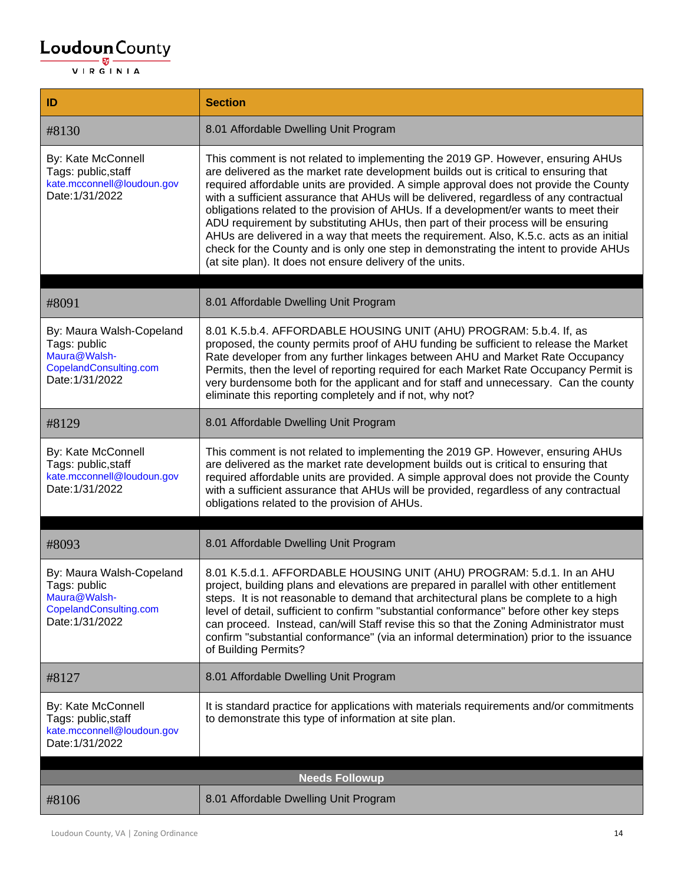| ID | Section |
|---|---|
| #8130 | 8.01 Affordable Dwelling Unit Program |
| By: Kate McConnell<br>Tags: public,staff<br>kate.mcconnell@loudoun.gov<br>Date:1/31/2022 | This comment is not related to implementing the 2019 GP. However, ensuring AHUs are delivered as the market rate development builds out is critical to ensuring that required affordable units are provided. A simple approval does not provide the County with a sufficient assurance that AHUs will be delivered, regardless of any contractual obligations related to the provision of AHUs. If a development/er wants to meet their ADU requirement by substituting AHUs, then part of their process will be ensuring AHUs are delivered in a way that meets the requirement. Also, K.5.c. acts as an initial check for the County and is only one step in demonstrating the intent to provide AHUs (at site plan). It does not ensure delivery of the units. |
| | |
| #8091 | 8.01 Affordable Dwelling Unit Program |
| By: Maura Walsh-Copeland<br>Tags: public<br>Maura@Walsh-CopelandConsulting.com<br>Date:1/31/2022 | 8.01 K.5.b.4. AFFORDABLE HOUSING UNIT (AHU) PROGRAM: 5.b.4. If, as proposed, the county permits proof of AHU funding be sufficient to release the Market Rate developer from any further linkages between AHU and Market Rate Occupancy Permits, then the level of reporting required for each Market Rate Occupancy Permit is very burdensome both for the applicant and for staff and unnecessary. Can the county eliminate this reporting completely and if not, why not? |
| #8129 | 8.01 Affordable Dwelling Unit Program |
| By: Kate McConnell<br>Tags: public,staff<br>kate.mcconnell@loudoun.gov<br>Date:1/31/2022 | This comment is not related to implementing the 2019 GP. However, ensuring AHUs are delivered as the market rate development builds out is critical to ensuring that required affordable units are provided. A simple approval does not provide the County with a sufficient assurance that AHUs will be provided, regardless of any contractual obligations related to the provision of AHUs. |
| | |
| #8093 | 8.01 Affordable Dwelling Unit Program |
| By: Maura Walsh-Copeland<br>Tags: public<br>Maura@Walsh-CopelandConsulting.com<br>Date:1/31/2022 | 8.01 K.5.d.1. AFFORDABLE HOUSING UNIT (AHU) PROGRAM: 5.d.1. In an AHU project, building plans and elevations are prepared in parallel with other entitlement steps. It is not reasonable to demand that architectural plans be complete to a high level of detail, sufficient to confirm "substantial conformance" before other key steps can proceed. Instead, can/will Staff revise this so that the Zoning Administrator must confirm "substantial conformance" (via an informal determination) prior to the issuance of Building Permits? |
| #8127 | 8.01 Affordable Dwelling Unit Program |
| By: Kate McConnell<br>Tags: public,staff<br>kate.mcconnell@loudoun.gov<br>Date:1/31/2022 | It is standard practice for applications with materials requirements and/or commitments to demonstrate this type of information at site plan. |
| | |
| **Needs Followup** | |
| #8106 | 8.01 Affordable Dwelling Unit Program |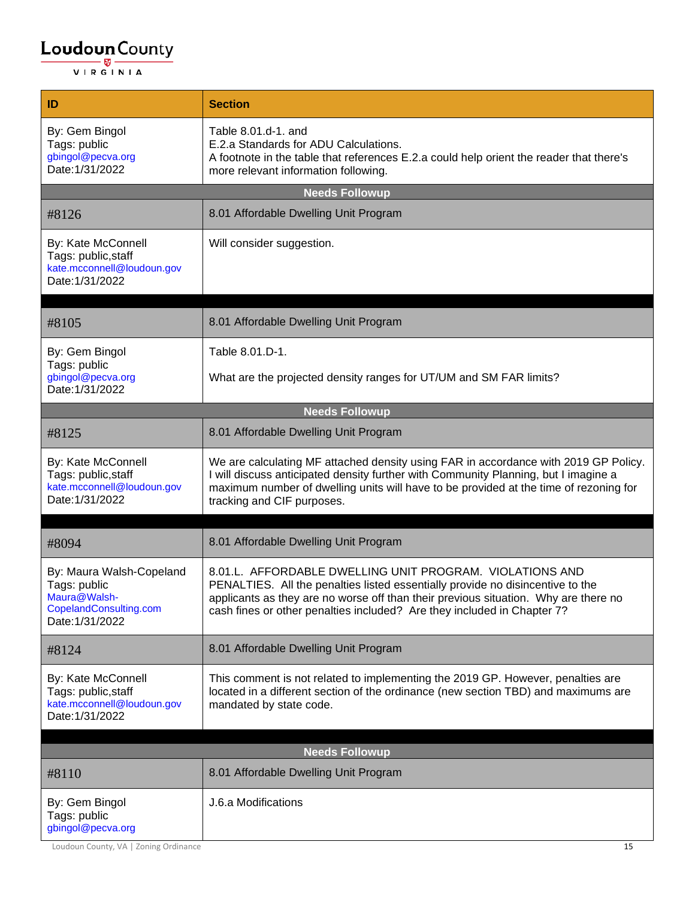| ID | Section |
|---|---|
| By: Gem Bingol<br>Tags: public<br>gbingol@pecva.org<br>Date:1/31/2022 | Table 8.01.d-1. and<br>E.2.a Standards for ADU Calculations.<br>A footnote in the table that references E.2.a could help orient the reader that there's more relevant information following. |
| **Needs Followup** | |
| #8126 | 8.01 Affordable Dwelling Unit Program |
| By: Kate McConnell<br>Tags: public,staff<br>kate.mcconnell@loudoun.gov<br>Date:1/31/2022 | Will consider suggestion. |
| | |
| #8105 | 8.01 Affordable Dwelling Unit Program |
| By: Gem Bingol<br>Tags: public<br>gbingol@pecva.org<br>Date:1/31/2022 | Table 8.01.D-1.<br><br>What are the projected density ranges for UT/UM and SM FAR limits? |
| **Needs Followup** | |
| #8125 | 8.01 Affordable Dwelling Unit Program |
| By: Kate McConnell<br>Tags: public,staff<br>kate.mcconnell@loudoun.gov<br>Date:1/31/2022 | We are calculating MF attached density using FAR in accordance with 2019 GP Policy. I will discuss anticipated density further with Community Planning, but I imagine a maximum number of dwelling units will have to be provided at the time of rezoning for tracking and CIF purposes. |
| | |
| #8094 | 8.01 Affordable Dwelling Unit Program |
| By: Maura Walsh-Copeland<br>Tags: public<br>Maura@Walsh-CopelandConsulting.com<br>Date:1/31/2022 | 8.01.L. AFFORDABLE DWELLING UNIT PROGRAM. VIOLATIONS AND PENALTIES. All the penalties listed essentially provide no disincentive to the applicants as they are no worse off than their previous situation. Why are there no cash fines or other penalties included? Are they included in Chapter 7? |
| #8124 | 8.01 Affordable Dwelling Unit Program |
| By: Kate McConnell<br>Tags: public,staff<br>kate.mcconnell@loudoun.gov<br>Date:1/31/2022 | This comment is not related to implementing the 2019 GP. However, penalties are located in a different section of the ordinance (new section TBD) and maximums are mandated by state code. |
| | |
| **Needs Followup** | |
| #8110 | 8.01 Affordable Dwelling Unit Program |
| By: Gem Bingol<br>Tags: public<br>gbingol@pecva.org | J.6.a Modifications |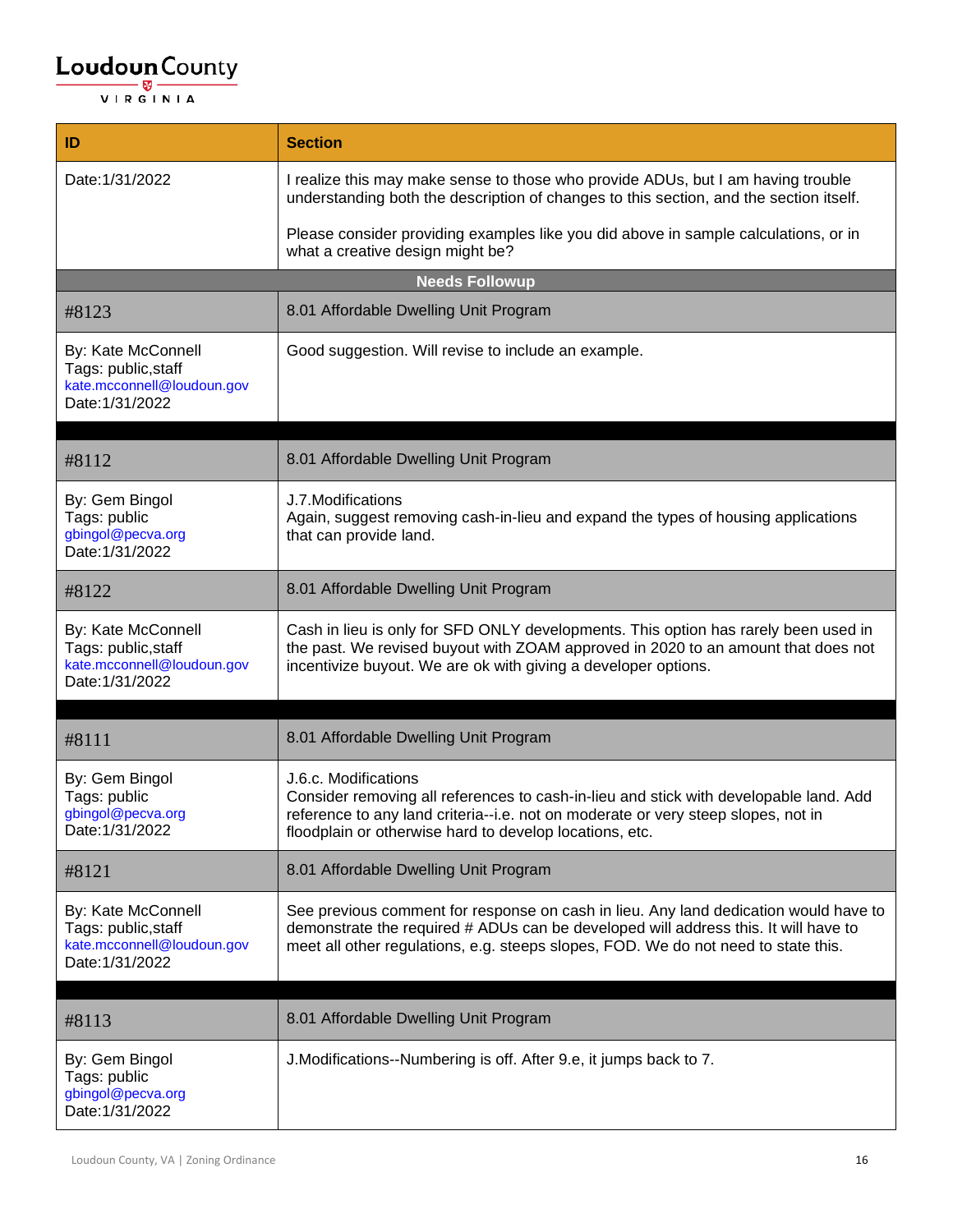| ID | Section |
|---|---|
| Date:1/31/2022 | I realize this may make sense to those who provide ADUs, but I am having trouble understanding both the description of changes to this section, and the section itself.<br><br>Please consider providing examples like you did above in sample calculations, or in what a creative design might be? |
| **Needs Followup** | |
| #8123 | 8.01 Affordable Dwelling Unit Program |
| By: Kate McConnell<br>Tags: public,staff<br>kate.mcconnell@loudoun.gov<br>Date:1/31/2022 | Good suggestion. Will revise to include an example. |
| | |
| #8112 | 8.01 Affordable Dwelling Unit Program |
| By: Gem Bingol<br>Tags: public<br>gbingol@pecva.org<br>Date:1/31/2022 | J.7.Modifications<br>Again, suggest removing cash-in-lieu and expand the types of housing applications that can provide land. |
| #8122 | 8.01 Affordable Dwelling Unit Program |
| By: Kate McConnell<br>Tags: public,staff<br>kate.mcconnell@loudoun.gov<br>Date:1/31/2022 | Cash in lieu is only for SFD ONLY developments. This option has rarely been used in the past. We revised buyout with ZOAM approved in 2020 to an amount that does not incentivize buyout. We are ok with giving a developer options. |
| | |
| #8111 | 8.01 Affordable Dwelling Unit Program |
| By: Gem Bingol<br>Tags: public<br>gbingol@pecva.org<br>Date:1/31/2022 | J.6.c. Modifications<br>Consider removing all references to cash-in-lieu and stick with developable land. Add reference to any land criteria--i.e. not on moderate or very steep slopes, not in floodplain or otherwise hard to develop locations, etc. |
| #8121 | 8.01 Affordable Dwelling Unit Program |
| By: Kate McConnell<br>Tags: public,staff<br>kate.mcconnell@loudoun.gov<br>Date:1/31/2022 | See previous comment for response on cash in lieu. Any land dedication would have to demonstrate the required # ADUs can be developed will address this. It will have to meet all other regulations, e.g. steeps slopes, FOD. We do not need to state this. |
| | |
| #8113 | 8.01 Affordable Dwelling Unit Program |
| By: Gem Bingol<br>Tags: public<br>gbingol@pecva.org<br>Date:1/31/2022 | J.Modifications--Numbering is off. After 9.e, it jumps back to 7. |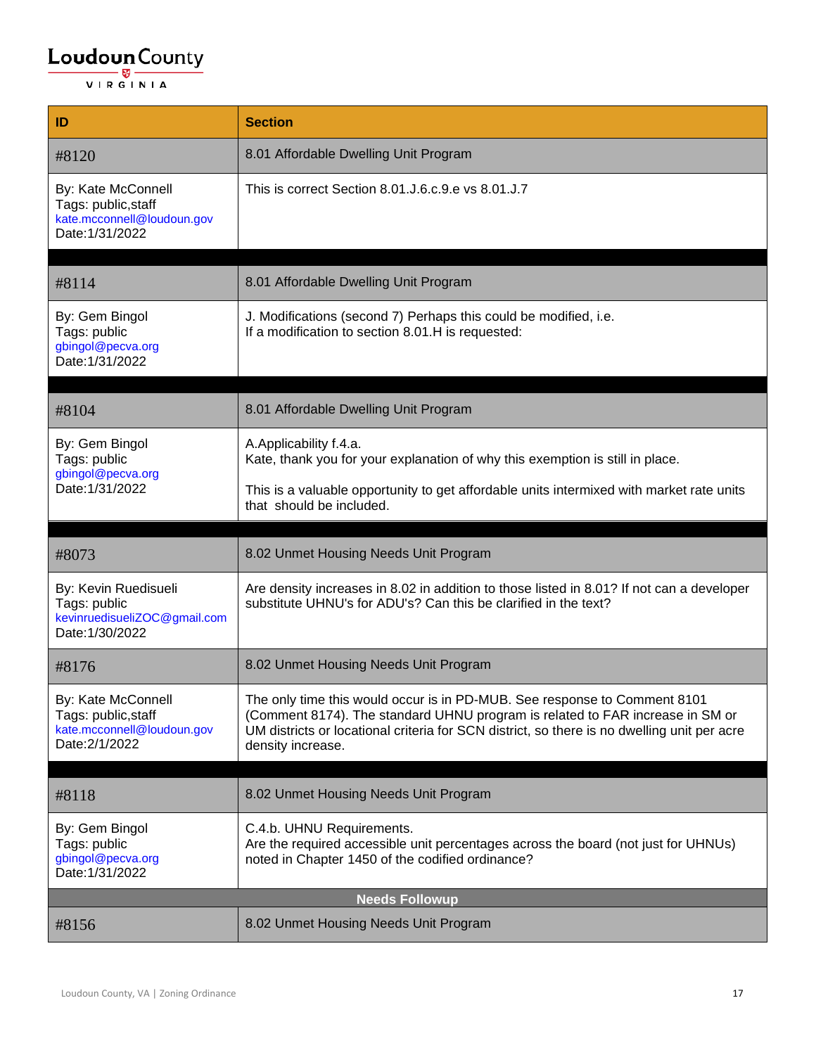| ID | Section |
| --- | --- |
| #8120 | 8.01 Affordable Dwelling Unit Program |
| By: Kate McConnell<br>Tags: public,staff<br>kate.mcconnell@loudoun.gov<br>Date:1/31/2022 | This is correct Section 8.01.J.6.c.9.e vs 8.01.J.7 |
| #8114 | 8.01 Affordable Dwelling Unit Program |
| By: Gem Bingol<br>Tags: public<br>gbingol@pecva.org<br>Date:1/31/2022 | J. Modifications (second 7) Perhaps this could be modified, i.e.<br>If a modification to section 8.01.H is requested: |
| #8104 | 8.01 Affordable Dwelling Unit Program |
| By: Gem Bingol<br>Tags: public<br>gbingol@pecva.org<br>Date:1/31/2022 | A.Applicability f.4.a.<br>Kate, thank you for your explanation of why this exemption is still in place.<br><br>This is a valuable opportunity to get affordable units intermixed with market rate units that should be included. |
| #8073 | 8.02 Unmet Housing Needs Unit Program |
| By: Kevin Ruedisueli<br>Tags: public<br>kevinruedisueliZOC@gmail.com<br>Date:1/30/2022 | Are density increases in 8.02 in addition to those listed in 8.01? If not can a developer substitute UHNU's for ADU's? Can this be clarified in the text? |
| #8176 | 8.02 Unmet Housing Needs Unit Program |
| By: Kate McConnell<br>Tags: public,staff<br>kate.mcconnell@loudoun.gov<br>Date:2/1/2022 | The only time this would occur is in PD-MUB. See response to Comment 8101 (Comment 8174). The standard UHNU program is related to FAR increase in SM or UM districts or locational criteria for SCN district, so there is no dwelling unit per acre density increase. |
| #8118 | 8.02 Unmet Housing Needs Unit Program |
| By: Gem Bingol<br>Tags: public<br>gbingol@pecva.org<br>Date:1/31/2022 | C.4.b. UHNU Requirements.<br>Are the required accessible unit percentages across the board (not just for UHNUs) noted in Chapter 1450 of the codified ordinance? |
| **Needs Followup** | |
| #8156 | 8.02 Unmet Housing Needs Unit Program |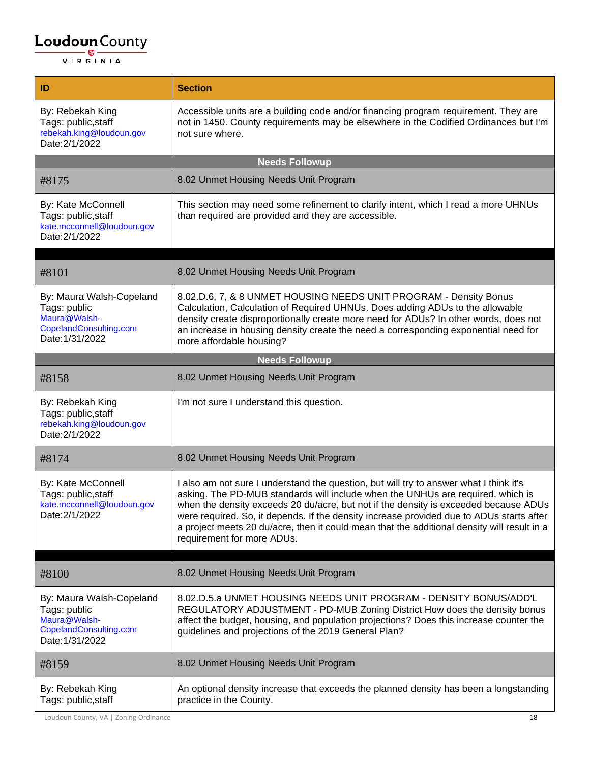| ID | Section |
| --- | --- |
| By: Rebekah King<br>Tags: public,staff<br>rebekah.king@loudoun.gov<br>Date:2/1/2022 | Accessible units are a building code and/or financing program requirement. They are not in 1450. County requirements may be elsewhere in the Codified Ordinances but I'm not sure where. |
| **Needs Followup** | |
| #8175 | 8.02 Unmet Housing Needs Unit Program |
| By: Kate McConnell<br>Tags: public,staff<br>kate.mcconnell@loudoun.gov<br>Date:2/1/2022 | This section may need some refinement to clarify intent, which I read a more UHNUs than required are provided and they are accessible. |
| | |
| #8101 | 8.02 Unmet Housing Needs Unit Program |
| By: Maura Walsh-Copeland<br>Tags: public<br>Maura@Walsh-CopelandConsulting.com<br>Date:1/31/2022 | 8.02.D.6, 7, & 8 UNMET HOUSING NEEDS UNIT PROGRAM - Density Bonus Calculation, Calculation of Required UHNUs. Does adding ADUs to the allowable density create disproportionally create more need for ADUs? In other words, does not an increase in housing density create the need a corresponding exponential need for more affordable housing? |
| **Needs Followup** | |
| #8158 | 8.02 Unmet Housing Needs Unit Program |
| By: Rebekah King<br>Tags: public,staff<br>rebekah.king@loudoun.gov<br>Date:2/1/2022 | I'm not sure I understand this question. |
| #8174 | 8.02 Unmet Housing Needs Unit Program |
| By: Kate McConnell<br>Tags: public,staff<br>kate.mcconnell@loudoun.gov<br>Date:2/1/2022 | I also am not sure I understand the question, but will try to answer what I think it's asking. The PD-MUB standards will include when the UNHUs are required, which is when the density exceeds 20 du/acre, but not if the density is exceeded because ADUs were required. So, it depends. If the density increase provided due to ADUs starts after a project meets 20 du/acre, then it could mean that the additional density will result in a requirement for more ADUs. |
| | |
| #8100 | 8.02 Unmet Housing Needs Unit Program |
| By: Maura Walsh-Copeland<br>Tags: public<br>Maura@Walsh-CopelandConsulting.com<br>Date:1/31/2022 | 8.02.D.5.a UNMET HOUSING NEEDS UNIT PROGRAM - DENSITY BONUS/ADD'L REGULATORY ADJUSTMENT - PD-MUB Zoning District How does the density bonus affect the budget, housing, and population projections? Does this increase counter the guidelines and projections of the 2019 General Plan? |
| #8159 | 8.02 Unmet Housing Needs Unit Program |
| By: Rebekah King<br>Tags: public,staff | An optional density increase that exceeds the planned density has been a longstanding practice in the County. |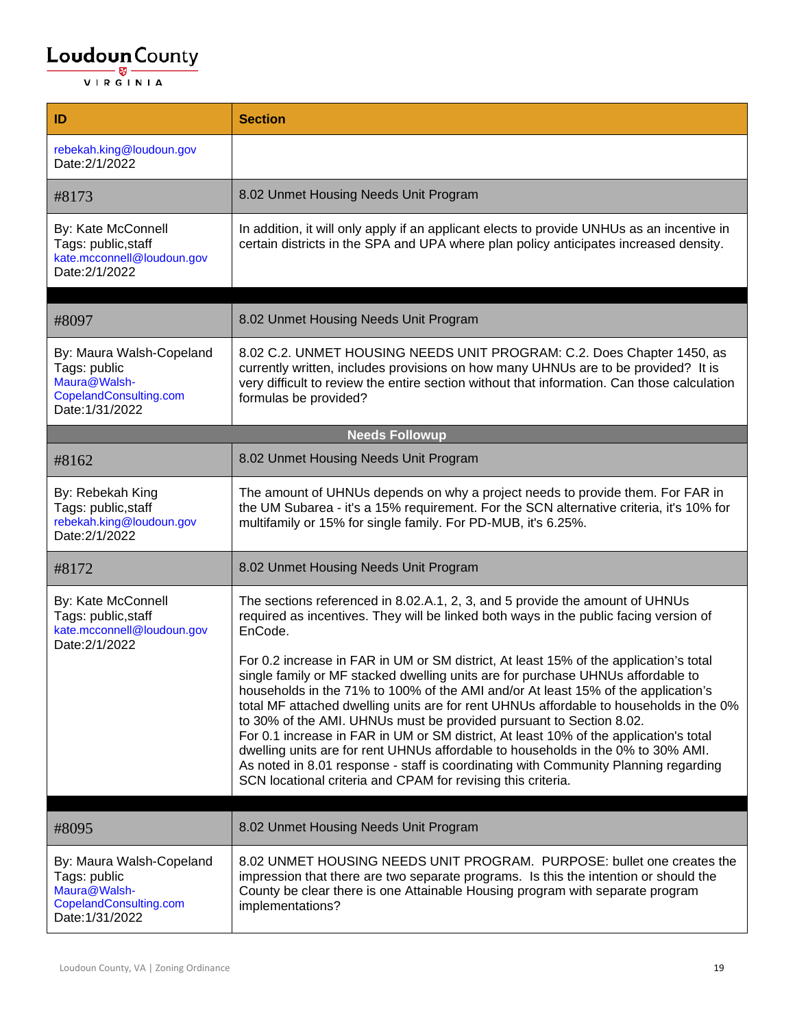| ID | Section |
|---|---|
| rebekah.king@loudoun.gov<br>Date:2/1/2022 | |
| #8173 | 8.02 Unmet Housing Needs Unit Program |
| By: Kate McConnell<br>Tags: public,staff<br>kate.mcconnell@loudoun.gov<br>Date:2/1/2022 | In addition, it will only apply if an applicant elects to provide UNHUs as an incentive in certain districts in the SPA and UPA where plan policy anticipates increased density. |
| | |
| #8097 | 8.02 Unmet Housing Needs Unit Program |
| By: Maura Walsh-Copeland<br>Tags: public<br>Maura@Walsh-CopelandConsulting.com<br>Date:1/31/2022 | 8.02 C.2. UNMET HOUSING NEEDS UNIT PROGRAM: C.2. Does Chapter 1450, as currently written, includes provisions on how many UHNUs are to be provided? It is very difficult to review the entire section without that information. Can those calculation formulas be provided? |
| **Needs Followup** | |
| #8162 | 8.02 Unmet Housing Needs Unit Program |
| By: Rebekah King<br>Tags: public,staff<br>rebekah.king@loudoun.gov<br>Date:2/1/2022 | The amount of UHNUs depends on why a project needs to provide them. For FAR in the UM Subarea - it's a 15% requirement. For the SCN alternative criteria, it's 10% for multifamily or 15% for single family. For PD-MUB, it's 6.25%. |
| #8172 | 8.02 Unmet Housing Needs Unit Program |
| By: Kate McConnell<br>Tags: public,staff<br>kate.mcconnell@loudoun.gov<br>Date:2/1/2022 | The sections referenced in 8.02.A.1, 2, 3, and 5 provide the amount of UHNUs required as incentives. They will be linked both ways in the public facing version of EnCode.<br><br>For 0.2 increase in FAR in UM or SM district, At least 15% of the application's total single family or MF stacked dwelling units are for purchase UHNUs affordable to households in the 71% to 100% of the AMI and/or At least 15% of the application's total MF attached dwelling units are for rent UHNUs affordable to households in the 0% to 30% of the AMI. UHNUs must be provided pursuant to Section 8.02.<br>For 0.1 increase in FAR in UM or SM district, At least 10% of the application's total dwelling units are for rent UHNUs affordable to households in the 0% to 30% AMI.<br>As noted in 8.01 response - staff is coordinating with Community Planning regarding SCN locational criteria and CPAM for revising this criteria. |
| | |
| #8095 | 8.02 Unmet Housing Needs Unit Program |
| By: Maura Walsh-Copeland<br>Tags: public<br>Maura@Walsh-CopelandConsulting.com<br>Date:1/31/2022 | 8.02 UNMET HOUSING NEEDS UNIT PROGRAM. PURPOSE: bullet one creates the impression that there are two separate programs. Is this the intention or should the County be clear there is one Attainable Housing program with separate program implementations? |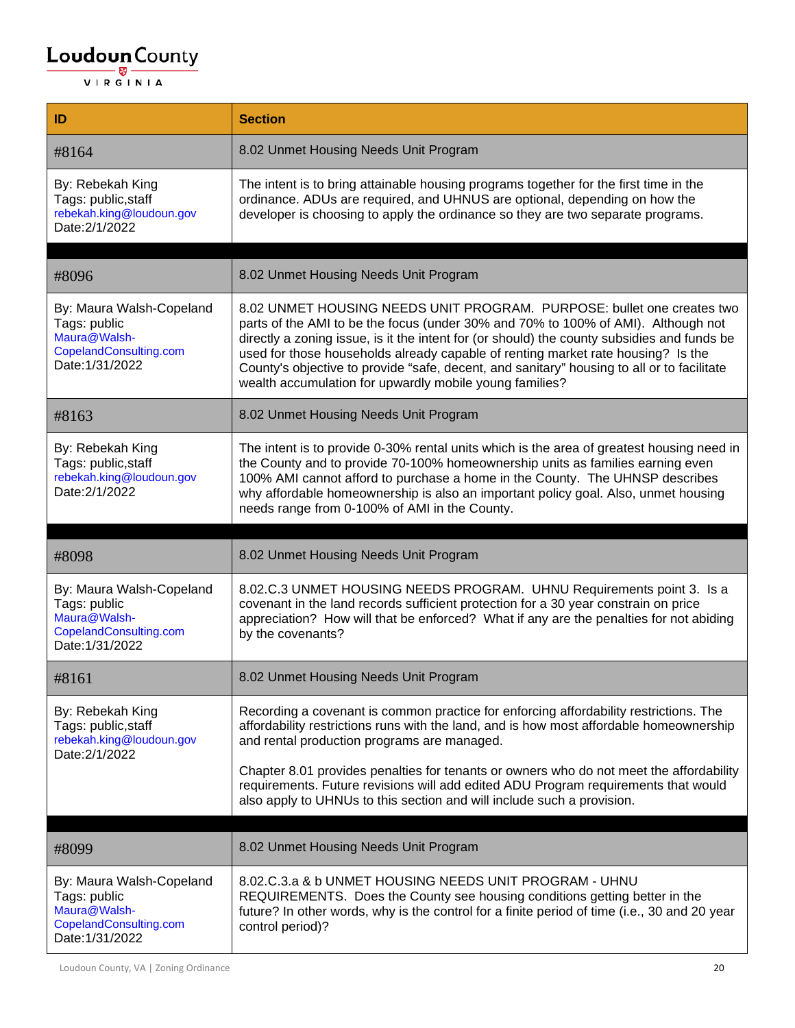| ID | Section |
| --- | --- |
| #8164 | 8.02 Unmet Housing Needs Unit Program |
| By: Rebekah King<br>Tags: public,staff<br>rebekah.king@loudoun.gov<br>Date:2/1/2022 | The intent is to bring attainable housing programs together for the first time in the ordinance. ADUs are required, and UHNUS are optional, depending on how the developer is choosing to apply the ordinance so they are two separate programs. |
| | |
| #8096 | 8.02 Unmet Housing Needs Unit Program |
| By: Maura Walsh-Copeland<br>Tags: public<br>Maura@Walsh-CopelandConsulting.com<br>Date:1/31/2022 | 8.02 UNMET HOUSING NEEDS UNIT PROGRAM. PURPOSE: bullet one creates two parts of the AMI to be the focus (under 30% and 70% to 100% of AMI). Although not directly a zoning issue, is it the intent for (or should) the county subsidies and funds be used for those households already capable of renting market rate housing? Is the County's objective to provide "safe, decent, and sanitary" housing to all or to facilitate wealth accumulation for upwardly mobile young families? |
| #8163 | 8.02 Unmet Housing Needs Unit Program |
| By: Rebekah King<br>Tags: public,staff<br>rebekah.king@loudoun.gov<br>Date:2/1/2022 | The intent is to provide 0-30% rental units which is the area of greatest housing need in the County and to provide 70-100% homeownership units as families earning even 100% AMI cannot afford to purchase a home in the County. The UHNSP describes why affordable homeownership is also an important policy goal. Also, unmet housing needs range from 0-100% of AMI in the County. |
| | |
| #8098 | 8.02 Unmet Housing Needs Unit Program |
| By: Maura Walsh-Copeland<br>Tags: public<br>Maura@Walsh-CopelandConsulting.com<br>Date:1/31/2022 | 8.02.C.3 UNMET HOUSING NEEDS PROGRAM. UHNU Requirements point 3. Is a covenant in the land records sufficient protection for a 30 year constrain on price appreciation? How will that be enforced? What if any are the penalties for not abiding by the covenants? |
| #8161 | 8.02 Unmet Housing Needs Unit Program |
| By: Rebekah King<br>Tags: public,staff<br>rebekah.king@loudoun.gov<br>Date:2/1/2022 | Recording a covenant is common practice for enforcing affordability restrictions. The affordability restrictions runs with the land, and is how most affordable homeownership and rental production programs are managed.<br><br>Chapter 8.01 provides penalties for tenants or owners who do not meet the affordability requirements. Future revisions will add edited ADU Program requirements that would also apply to UHNUs to this section and will include such a provision. |
| | |
| #8099 | 8.02 Unmet Housing Needs Unit Program |
| By: Maura Walsh-Copeland<br>Tags: public<br>Maura@Walsh-CopelandConsulting.com<br>Date:1/31/2022 | 8.02.C.3.a & b UNMET HOUSING NEEDS UNIT PROGRAM - UHNU REQUIREMENTS. Does the County see housing conditions getting better in the future? In other words, why is the control for a finite period of time (i.e., 30 and 20 year control period)? |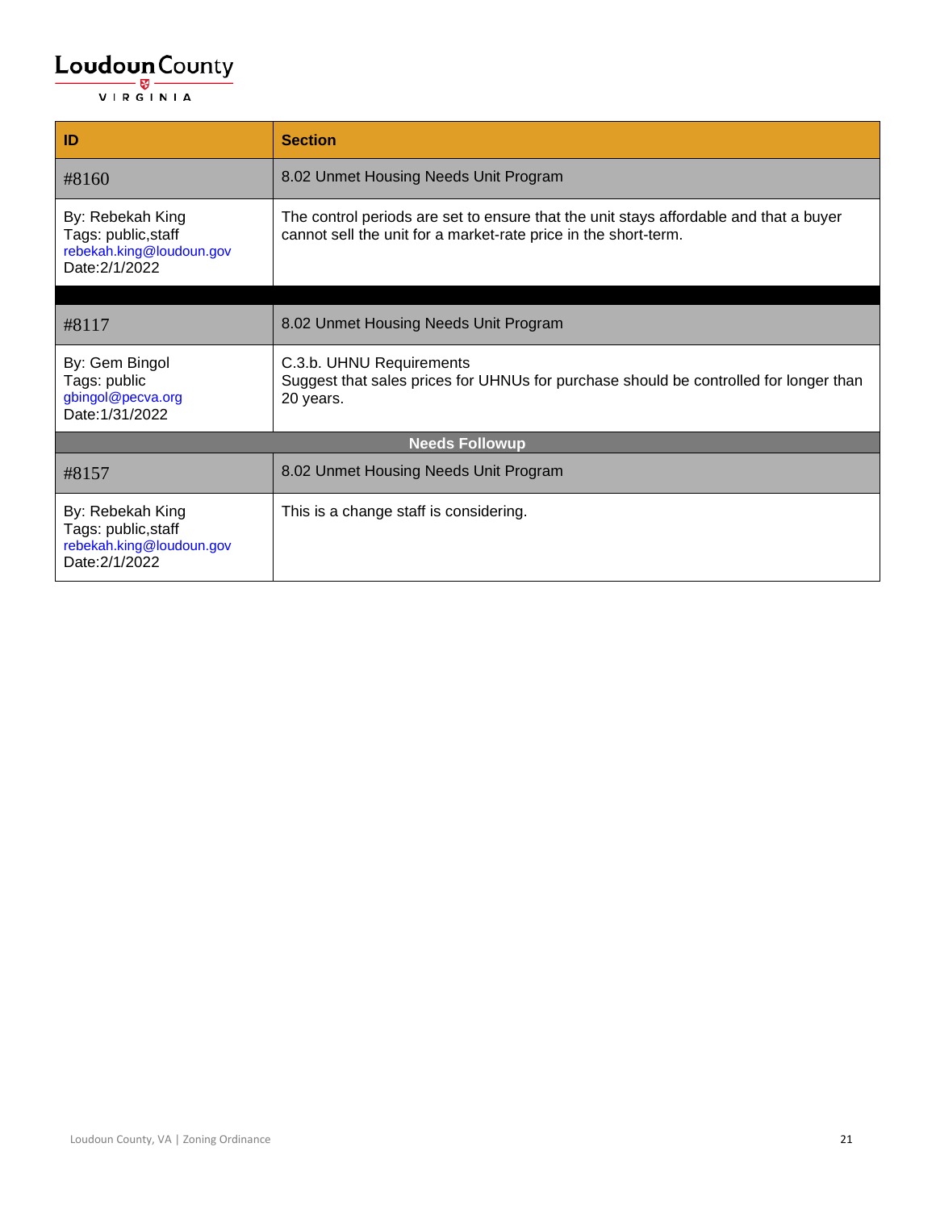| ID | Section |
|---|---|
| #8160 | 8.02 Unmet Housing Needs Unit Program |
| By: Rebekah King<br>Tags: public,staff<br>rebekah.king@loudoun.gov<br>Date:2/1/2022 | The control periods are set to ensure that the unit stays affordable and that a buyer cannot sell the unit for a market-rate price in the short-term. |
| | |
| #8117 | 8.02 Unmet Housing Needs Unit Program |
| By: Gem Bingol<br>Tags: public<br>gbingol@pecva.org<br>Date:1/31/2022 | C.3.b. UHNU Requirements<br>Suggest that sales prices for UHNUs for purchase should be controlled for longer than 20 years. |
| **Needs Followup** | |
| #8157 | 8.02 Unmet Housing Needs Unit Program |
| By: Rebekah King<br>Tags: public,staff<br>rebekah.king@loudoun.gov<br>Date:2/1/2022 | This is a change staff is considering. |